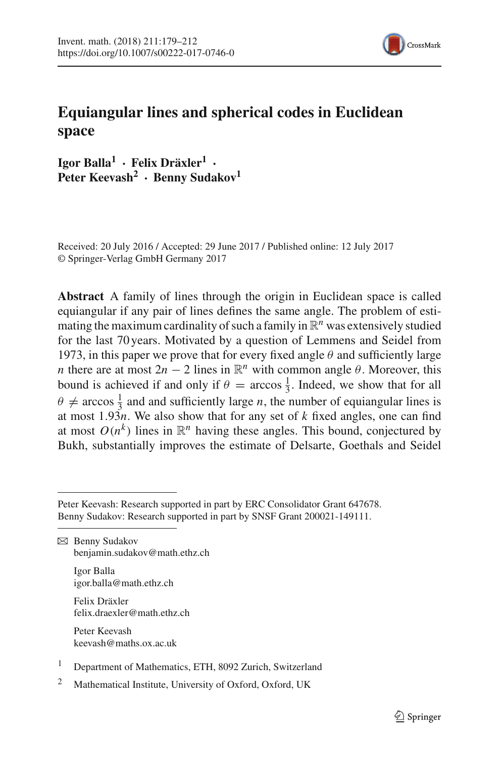# Equiangular lines and spherical codes in Euclidean space

**Igor Balla[1] · Felix Dräxler[1] · Peter Keevash[2] · Benny Sudakov[1]**

Received: 20 July 2016 / Accepted: 29 June 2017 / Published online: 12 July 2017
© Springer-Verlag GmbH Germany 2017

**Abstract** A family of lines through the origin in Euclidean space is called equiangular if any pair of lines defines the same angle. The problem of estimating the maximum cardinality of such a family in $\mathbb{R}^n$ was extensively studied for the last 70 years. Motivated by a question of Lemmens and Seidel from 1973, in this paper we prove that for every fixed angle $\theta$ and sufficiently large $n$ there are at most $2n - 2$ lines in $\mathbb{R}^n$ with common angle $\theta$. Moreover, this bound is achieved if and only if $\theta = \arccos \frac{1}{3}$. Indeed, we show that for all $\theta \neq \arccos \frac{1}{3}$ and and sufficiently large $n$, the number of equiangular lines is at most $1.93n$. We also show that for any set of $k$ fixed angles, one can find at most $O(n^k)$ lines in $\mathbb{R}^n$ having these angles. This bound, conjectured by Bukh, substantially improves the estimate of Delsarte, Goethals and Seidel

---

Peter Keevash: Research supported in part by ERC Consolidator Grant 647678.
Benny Sudakov: Research supported in part by SNSF Grant 200021-149111.

✉ Benny Sudakov
benjamin.sudakov@math.ethz.ch

Igor Balla
igor.balla@math.ethz.ch

Felix Dräxler
felix.draexler@math.ethz.ch

Peter Keevash
keevash@maths.ox.ac.uk

[1] Department of Mathematics, ETH, 8092 Zurich, Switzerland

[2] Mathematical Institute, University of Oxford, Oxford, UK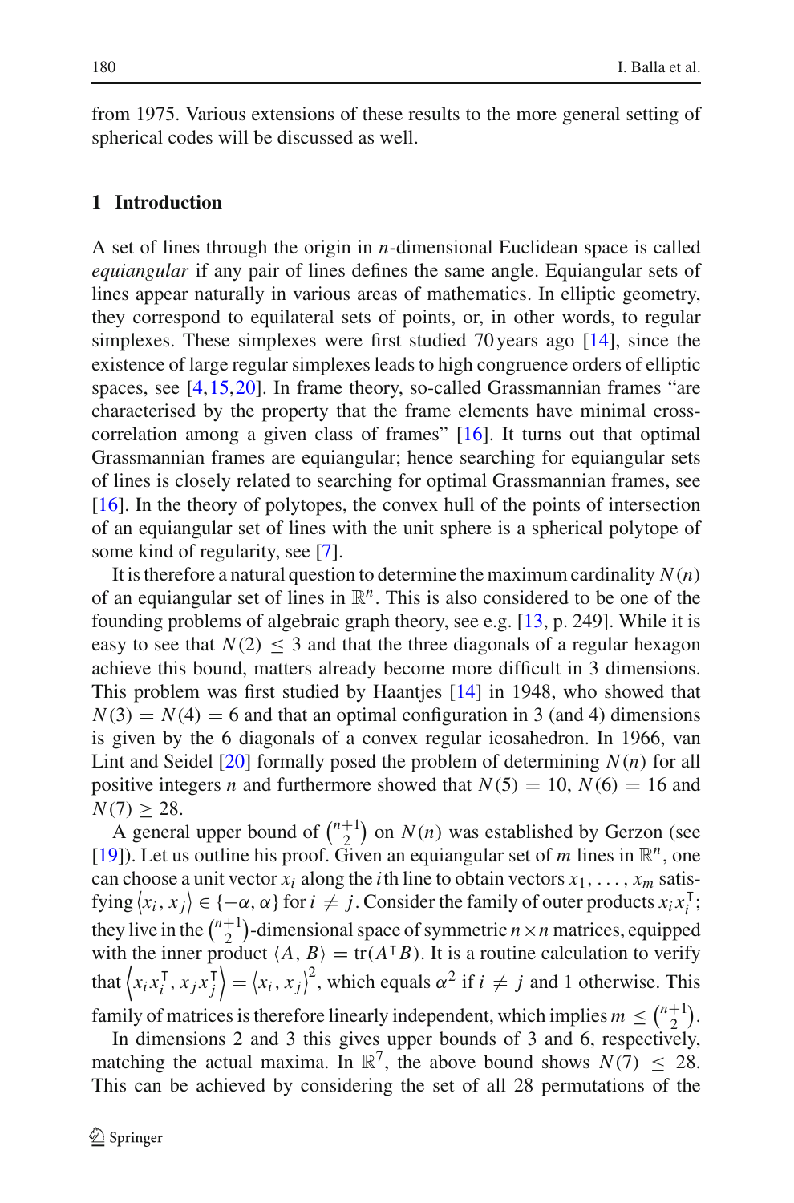from 1975. Various extensions of these results to the more general setting of spherical codes will be discussed as well.

## 1 Introduction

A set of lines through the origin in $n$-dimensional Euclidean space is called *equiangular* if any pair of lines defines the same angle. Equiangular sets of lines appear naturally in various areas of mathematics. In elliptic geometry, they correspond to equilateral sets of points, or, in other words, to regular simplexes. These simplexes were first studied 70 years ago [14], since the existence of large regular simplexes leads to high congruence orders of elliptic spaces, see [4,15,20]. In frame theory, so-called Grassmannian frames "are characterised by the property that the frame elements have minimal cross-correlation among a given class of frames" [16]. It turns out that optimal Grassmannian frames are equiangular; hence searching for equiangular sets of lines is closely related to searching for optimal Grassmannian frames, see [16]. In the theory of polytopes, the convex hull of the points of intersection of an equiangular set of lines with the unit sphere is a spherical polytope of some kind of regularity, see [7].

It is therefore a natural question to determine the maximum cardinality $N(n)$ of an equiangular set of lines in $\mathbb{R}^n$. This is also considered to be one of the founding problems of algebraic graph theory, see e.g. [13, p. 249]. While it is easy to see that $N(2) \leq 3$ and that the three diagonals of a regular hexagon achieve this bound, matters already become more difficult in 3 dimensions. This problem was first studied by Haantjes [14] in 1948, who showed that $N(3) = N(4) = 6$ and that an optimal configuration in 3 (and 4) dimensions is given by the 6 diagonals of a convex regular icosahedron. In 1966, van Lint and Seidel [20] formally posed the problem of determining $N(n)$ for all positive integers $n$ and furthermore showed that $N(5) = 10$, $N(6) = 16$ and $N(7) \geq 28$.

A general upper bound of $\binom{n+1}{2}$ on $N(n)$ was established by Gerzon (see [19]). Let us outline his proof. Given an equiangular set of $m$ lines in $\mathbb{R}^n$, one can choose a unit vector $x_i$ along the $i$th line to obtain vectors $x_1, \ldots, x_m$ satisfying $\langle x_i, x_j \rangle \in \{-\alpha, \alpha\}$ for $i \neq j$. Consider the family of outer products $x_i x_i^{\mathsf{T}}$; they live in the $\binom{n+1}{2}$-dimensional space of symmetric $n \times n$ matrices, equipped with the inner product $\langle A, B \rangle = \mathrm{tr}(A^{\mathsf{T}} B)$. It is a routine calculation to verify that $\left\langle x_i x_i^{\mathsf{T}}, x_j x_j^{\mathsf{T}} \right\rangle = \langle x_i, x_j \rangle^2$, which equals $\alpha^2$ if $i \neq j$ and 1 otherwise. This family of matrices is therefore linearly independent, which implies $m \leq \binom{n+1}{2}$.

In dimensions 2 and 3 this gives upper bounds of 3 and 6, respectively, matching the actual maxima. In $\mathbb{R}^7$, the above bound shows $N(7) \leq 28$. This can be achieved by considering the set of all 28 permutations of the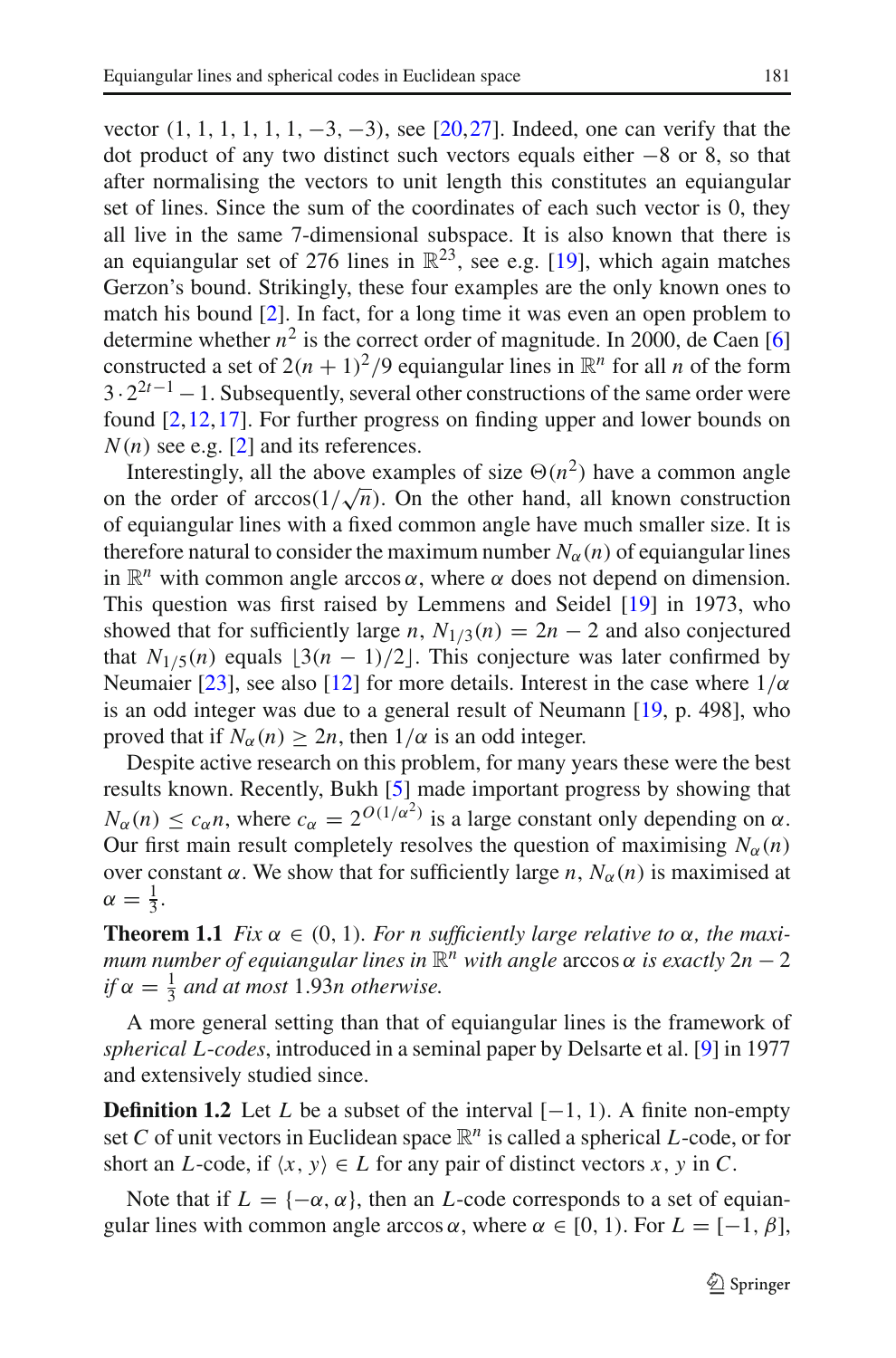vector $(1, 1, 1, 1, 1, 1, -3, -3)$, see [20,27]. Indeed, one can verify that the dot product of any two distinct such vectors equals either $-8$ or $8$, so that after normalising the vectors to unit length this constitutes an equiangular set of lines. Since the sum of the coordinates of each such vector is 0, they all live in the same 7-dimensional subspace. It is also known that there is an equiangular set of 276 lines in $\mathbb{R}^{23}$, see e.g. [19], which again matches Gerzon's bound. Strikingly, these four examples are the only known ones to match his bound [2]. In fact, for a long time it was even an open problem to determine whether $n^2$ is the correct order of magnitude. In 2000, de Caen [6] constructed a set of $2(n+1)^2/9$ equiangular lines in $\mathbb{R}^n$ for all $n$ of the form $3 \cdot 2^{2t-1} - 1$. Subsequently, several other constructions of the same order were found [2,12,17]. For further progress on finding upper and lower bounds on $N(n)$ see e.g. [2] and its references.

Interestingly, all the above examples of size $\Theta(n^2)$ have a common angle on the order of $\arccos(1/\sqrt{n})$. On the other hand, all known construction of equiangular lines with a fixed common angle have much smaller size. It is therefore natural to consider the maximum number $N_\alpha(n)$ of equiangular lines in $\mathbb{R}^n$ with common angle $\arccos \alpha$, where $\alpha$ does not depend on dimension. This question was first raised by Lemmens and Seidel [19] in 1973, who showed that for sufficiently large $n$, $N_{1/3}(n) = 2n - 2$ and also conjectured that $N_{1/5}(n)$ equals $\lfloor 3(n-1)/2 \rfloor$. This conjecture was later confirmed by Neumaier [23], see also [12] for more details. Interest in the case where $1/\alpha$ is an odd integer was due to a general result of Neumann [19, p. 498], who proved that if $N_\alpha(n) \geq 2n$, then $1/\alpha$ is an odd integer.

Despite active research on this problem, for many years these were the best results known. Recently, Bukh [5] made important progress by showing that $N_\alpha(n) \leq c_\alpha n$, where $c_\alpha = 2^{O(1/\alpha^2)}$ is a large constant only depending on $\alpha$. Our first main result completely resolves the question of maximising $N_\alpha(n)$ over constant $\alpha$. We show that for sufficiently large $n$, $N_\alpha(n)$ is maximised at $\alpha = \frac{1}{3}$.

**Theorem 1.1** *Fix $\alpha \in (0, 1)$. For $n$ sufficiently large relative to $\alpha$, the maximum number of equiangular lines in $\mathbb{R}^n$ with angle* $\arccos \alpha$ *is exactly* $2n - 2$ *if $\alpha = \frac{1}{3}$ and at most* $1.93n$ *otherwise.*

A more general setting than that of equiangular lines is the framework of *spherical $L$-codes*, introduced in a seminal paper by Delsarte et al. [9] in 1977 and extensively studied since.

**Definition 1.2** Let $L$ be a subset of the interval $[-1, 1)$. A finite non-empty set $C$ of unit vectors in Euclidean space $\mathbb{R}^n$ is called a spherical $L$-code, or for short an $L$-code, if $\langle x, y \rangle \in L$ for any pair of distinct vectors $x, y$ in $C$.

Note that if $L = \{-\alpha, \alpha\}$, then an $L$-code corresponds to a set of equiangular lines with common angle $\arccos \alpha$, where $\alpha \in [0, 1)$. For $L = [-1, \beta]$,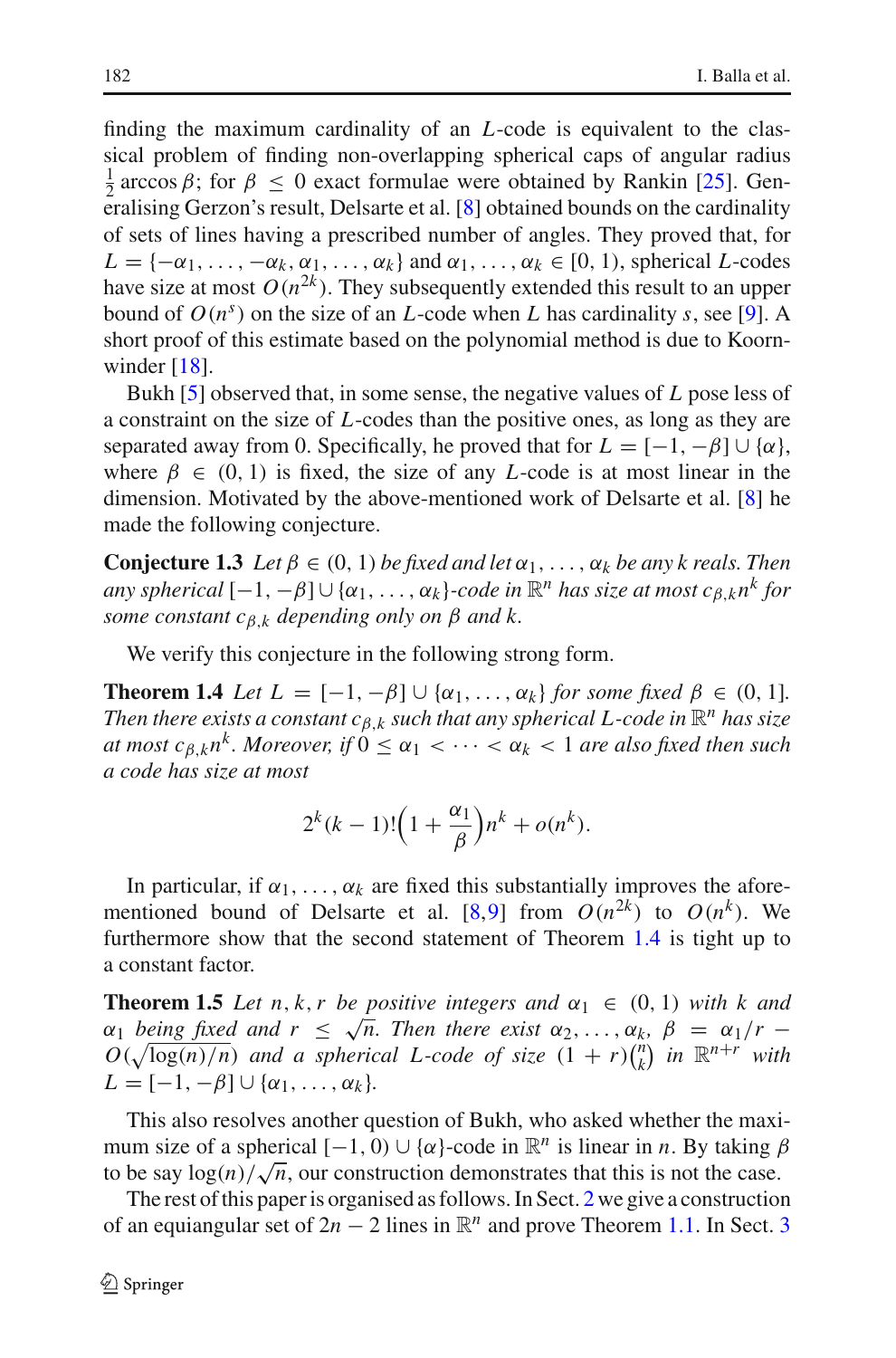finding the maximum cardinality of an $L$-code is equivalent to the classical problem of finding non-overlapping spherical caps of angular radius $\frac{1}{2}\arccos\beta$; for $\beta \le 0$ exact formulae were obtained by Rankin [25]. Generalising Gerzon's result, Delsarte et al. [8] obtained bounds on the cardinality of sets of lines having a prescribed number of angles. They proved that, for $L = \{-\alpha_1, \ldots, -\alpha_k, \alpha_1, \ldots, \alpha_k\}$ and $\alpha_1, \ldots, \alpha_k \in [0, 1)$, spherical $L$-codes have size at most $O(n^{2k})$. They subsequently extended this result to an upper bound of $O(n^s)$ on the size of an $L$-code when $L$ has cardinality $s$, see [9]. A short proof of this estimate based on the polynomial method is due to Koornwinder [18].

Bukh [5] observed that, in some sense, the negative values of $L$ pose less of a constraint on the size of $L$-codes than the positive ones, as long as they are separated away from 0. Specifically, he proved that for $L = [-1, -\beta] \cup \{\alpha\}$, where $\beta \in (0, 1)$ is fixed, the size of any $L$-code is at most linear in the dimension. Motivated by the above-mentioned work of Delsarte et al. [8] he made the following conjecture.

**Conjecture 1.3** *Let $\beta \in (0, 1)$ be fixed and let $\alpha_1, \ldots, \alpha_k$ be any $k$ reals. Then any spherical $[-1, -\beta] \cup \{\alpha_1, \ldots, \alpha_k\}$-code in $\mathbb{R}^n$ has size at most $c_{\beta,k} n^k$ for some constant $c_{\beta,k}$ depending only on $\beta$ and $k$.*

We verify this conjecture in the following strong form.

**Theorem 1.4** *Let $L = [-1, -\beta] \cup \{\alpha_1, \ldots, \alpha_k\}$ for some fixed $\beta \in (0, 1]$. Then there exists a constant $c_{\beta,k}$ such that any spherical $L$-code in $\mathbb{R}^n$ has size at most $c_{\beta,k} n^k$. Moreover, if $0 \le \alpha_1 < \cdots < \alpha_k < 1$ are also fixed then such a code has size at most*

$$2^k (k-1)! \Big(1 + \frac{\alpha_1}{\beta}\Big) n^k + o(n^k).$$

In particular, if $\alpha_1, \ldots, \alpha_k$ are fixed this substantially improves the aforementioned bound of Delsarte et al. [8,9] from $O(n^{2k})$ to $O(n^k)$. We furthermore show that the second statement of Theorem 1.4 is tight up to a constant factor.

**Theorem 1.5** *Let $n, k, r$ be positive integers and $\alpha_1 \in (0, 1)$ with $k$ and $\alpha_1$ being fixed and $r \le \sqrt{n}$. Then there exist $\alpha_2, \ldots, \alpha_k$, $\beta = \alpha_1/r - O(\sqrt{\log(n)/n})$ and a spherical $L$-code of size $(1 + r)\binom{n}{k}$ in $\mathbb{R}^{n+r}$ with $L = [-1, -\beta] \cup \{\alpha_1, \ldots, \alpha_k\}$.*

This also resolves another question of Bukh, who asked whether the maximum size of a spherical $[-1, 0) \cup \{\alpha\}$-code in $\mathbb{R}^n$ is linear in $n$. By taking $\beta$ to be say $\log(n)/\sqrt{n}$, our construction demonstrates that this is not the case.

The rest of this paper is organised as follows. In Sect. 2 we give a construction of an equiangular set of $2n - 2$ lines in $\mathbb{R}^n$ and prove Theorem 1.1. In Sect. 3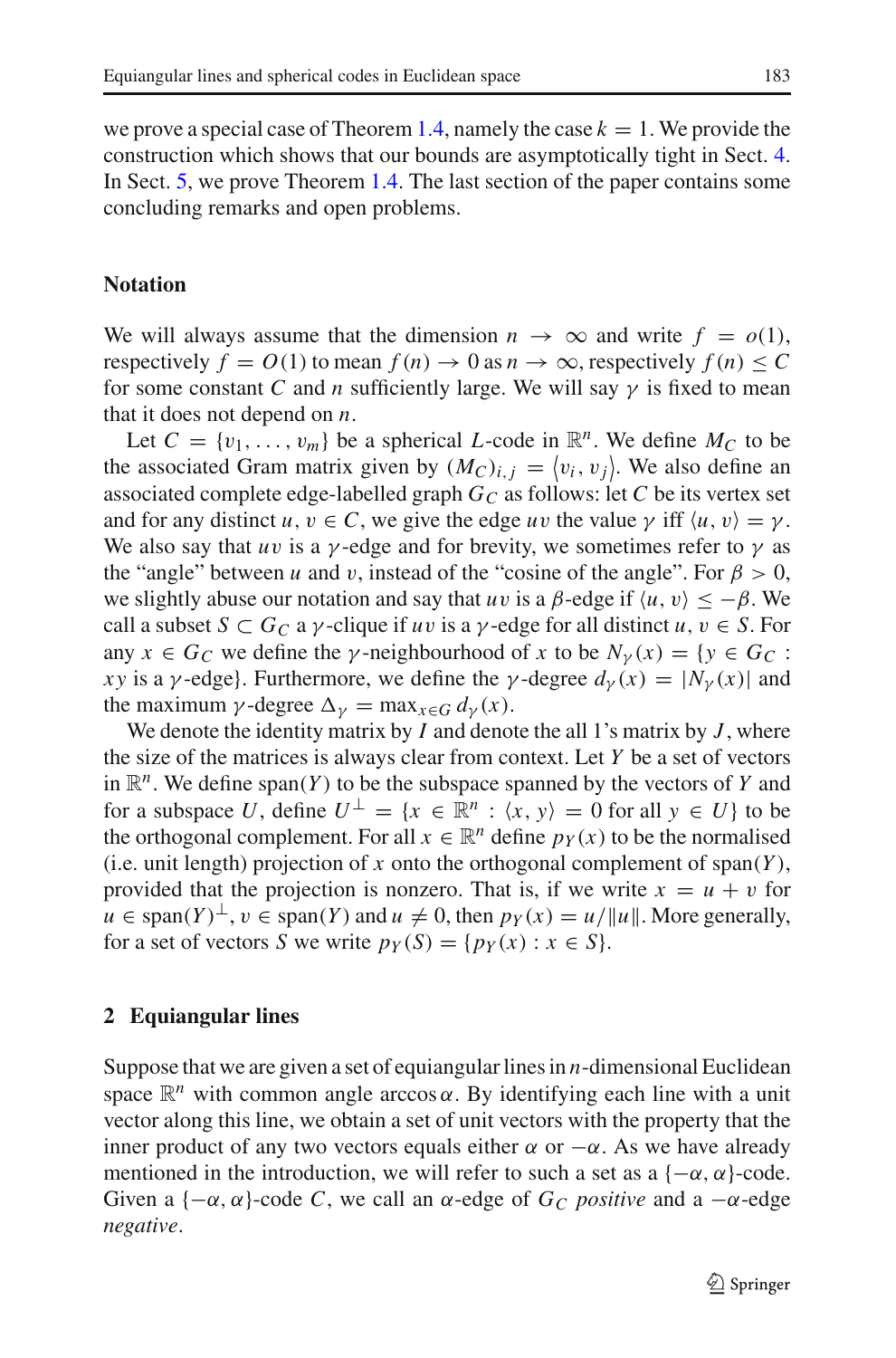we prove a special case of Theorem 1.4, namely the case $k = 1$. We provide the construction which shows that our bounds are asymptotically tight in Sect. 4. In Sect. 5, we prove Theorem 1.4. The last section of the paper contains some concluding remarks and open problems.

### Notation

We will always assume that the dimension $n \to \infty$ and write $f = o(1)$, respectively $f = O(1)$ to mean $f(n) \to 0$ as $n \to \infty$, respectively $f(n) \le C$ for some constant $C$ and $n$ sufficiently large. We will say $\gamma$ is fixed to mean that it does not depend on $n$.

Let $C = \{v_1, \ldots, v_m\}$ be a spherical $L$-code in $\mathbb{R}^n$. We define $M_C$ to be the associated Gram matrix given by $(M_C)_{i,j} = \langle v_i, v_j \rangle$. We also define an associated complete edge-labelled graph $G_C$ as follows: let $C$ be its vertex set and for any distinct $u, v \in C$, we give the edge $uv$ the value $\gamma$ iff $\langle u, v \rangle = \gamma$. We also say that $uv$ is a $\gamma$-edge and for brevity, we sometimes refer to $\gamma$ as the "angle" between $u$ and $v$, instead of the "cosine of the angle". For $\beta > 0$, we slightly abuse our notation and say that $uv$ is a $\beta$-edge if $\langle u, v \rangle \le -\beta$. We call a subset $S \subset G_C$ a $\gamma$-clique if $uv$ is a $\gamma$-edge for all distinct $u, v \in S$. For any $x \in G_C$ we define the $\gamma$-neighbourhood of $x$ to be $N_\gamma(x) = \{y \in G_C : xy \text{ is a } \gamma\text{-edge}\}$. Furthermore, we define the $\gamma$-degree $d_\gamma(x) = |N_\gamma(x)|$ and the maximum $\gamma$-degree $\Delta_\gamma = \max_{x \in G} d_\gamma(x)$.

We denote the identity matrix by $I$ and denote the all 1's matrix by $J$, where the size of the matrices is always clear from context. Let $Y$ be a set of vectors in $\mathbb{R}^n$. We define $\text{span}(Y)$ to be the subspace spanned by the vectors of $Y$ and for a subspace $U$, define $U^\perp = \{x \in \mathbb{R}^n : \langle x, y \rangle = 0 \text{ for all } y \in U\}$ to be the orthogonal complement. For all $x \in \mathbb{R}^n$ define $p_Y(x)$ to be the normalised (i.e. unit length) projection of $x$ onto the orthogonal complement of $\text{span}(Y)$, provided that the projection is nonzero. That is, if we write $x = u + v$ for $u \in \text{span}(Y)^\perp$, $v \in \text{span}(Y)$ and $u \neq 0$, then $p_Y(x) = u/\|u\|$. More generally, for a set of vectors $S$ we write $p_Y(S) = \{p_Y(x) : x \in S\}$.

## 2 Equiangular lines

Suppose that we are given a set of equiangular lines in $n$-dimensional Euclidean space $\mathbb{R}^n$ with common angle $\arccos \alpha$. By identifying each line with a unit vector along this line, we obtain a set of unit vectors with the property that the inner product of any two vectors equals either $\alpha$ or $-\alpha$. As we have already mentioned in the introduction, we will refer to such a set as a $\{-\alpha, \alpha\}$-code. Given a $\{-\alpha, \alpha\}$-code $C$, we call an $\alpha$-edge of $G_C$ *positive* and a $-\alpha$-edge *negative*.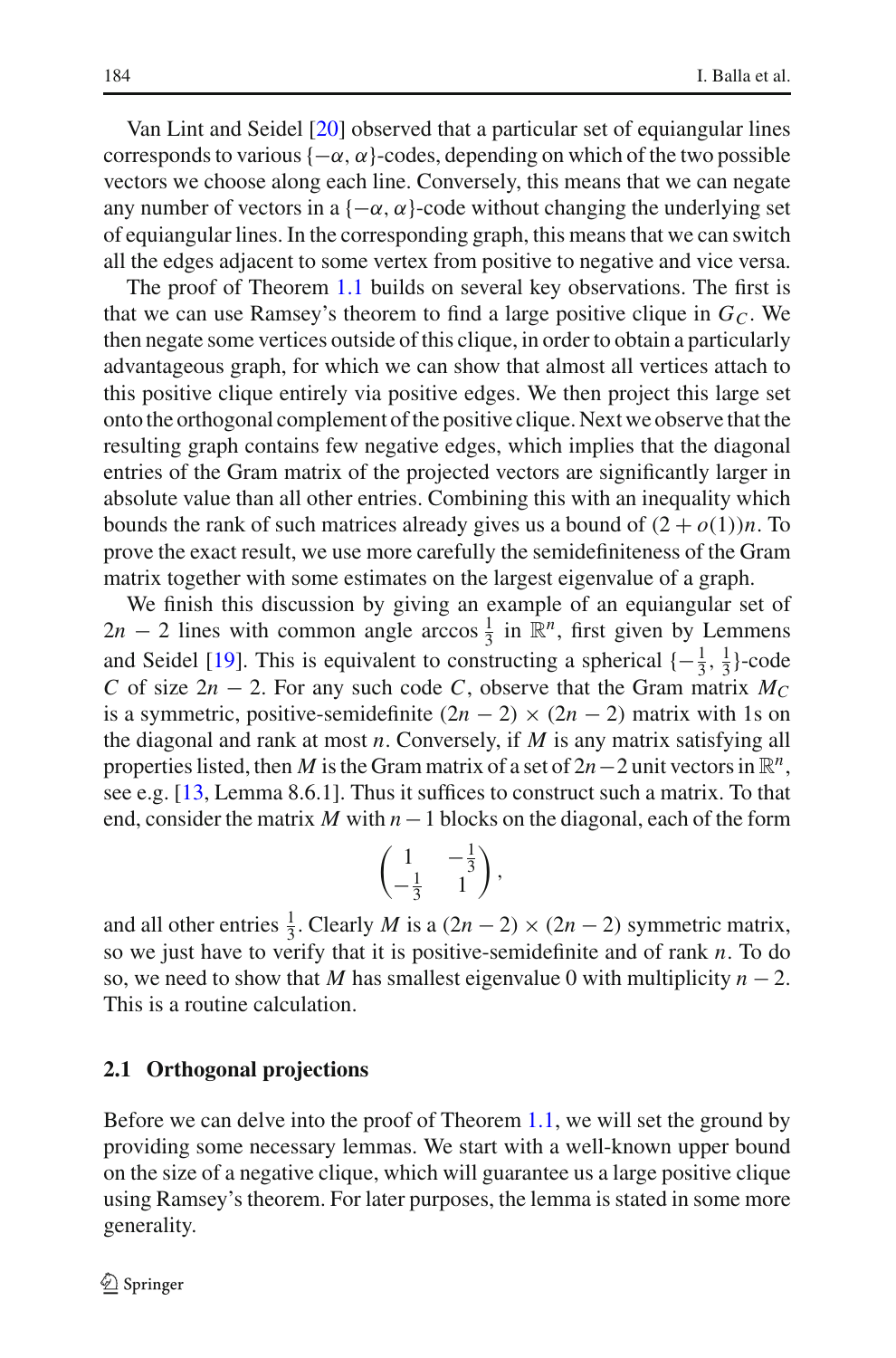Van Lint and Seidel [20] observed that a particular set of equiangular lines corresponds to various $\{-\alpha, \alpha\}$-codes, depending on which of the two possible vectors we choose along each line. Conversely, this means that we can negate any number of vectors in a $\{-\alpha, \alpha\}$-code without changing the underlying set of equiangular lines. In the corresponding graph, this means that we can switch all the edges adjacent to some vertex from positive to negative and vice versa.

The proof of Theorem 1.1 builds on several key observations. The first is that we can use Ramsey's theorem to find a large positive clique in $G_C$. We then negate some vertices outside of this clique, in order to obtain a particularly advantageous graph, for which we can show that almost all vertices attach to this positive clique entirely via positive edges. We then project this large set onto the orthogonal complement of the positive clique. Next we observe that the resulting graph contains few negative edges, which implies that the diagonal entries of the Gram matrix of the projected vectors are significantly larger in absolute value than all other entries. Combining this with an inequality which bounds the rank of such matrices already gives us a bound of $(2 + o(1))n$. To prove the exact result, we use more carefully the semidefiniteness of the Gram matrix together with some estimates on the largest eigenvalue of a graph.

We finish this discussion by giving an example of an equiangular set of $2n - 2$ lines with common angle $\arccos \frac{1}{3}$ in $\mathbb{R}^n$, first given by Lemmens and Seidel [19]. This is equivalent to constructing a spherical $\{-\frac{1}{3}, \frac{1}{3}\}$-code $C$ of size $2n - 2$. For any such code $C$, observe that the Gram matrix $M_C$ is a symmetric, positive-semidefinite $(2n - 2) \times (2n - 2)$ matrix with 1s on the diagonal and rank at most $n$. Conversely, if $M$ is any matrix satisfying all properties listed, then $M$ is the Gram matrix of a set of $2n-2$ unit vectors in $\mathbb{R}^n$, see e.g. [13, Lemma 8.6.1]. Thus it suffices to construct such a matrix. To that end, consider the matrix $M$ with $n-1$ blocks on the diagonal, each of the form

$$\begin{pmatrix} 1 & -\frac{1}{3} \\ -\frac{1}{3} & 1 \end{pmatrix},$$

and all other entries $\frac{1}{3}$. Clearly $M$ is a $(2n - 2) \times (2n - 2)$ symmetric matrix, so we just have to verify that it is positive-semidefinite and of rank $n$. To do so, we need to show that $M$ has smallest eigenvalue 0 with multiplicity $n - 2$. This is a routine calculation.

## 2.1 Orthogonal projections

Before we can delve into the proof of Theorem 1.1, we will set the ground by providing some necessary lemmas. We start with a well-known upper bound on the size of a negative clique, which will guarantee us a large positive clique using Ramsey's theorem. For later purposes, the lemma is stated in some more generality.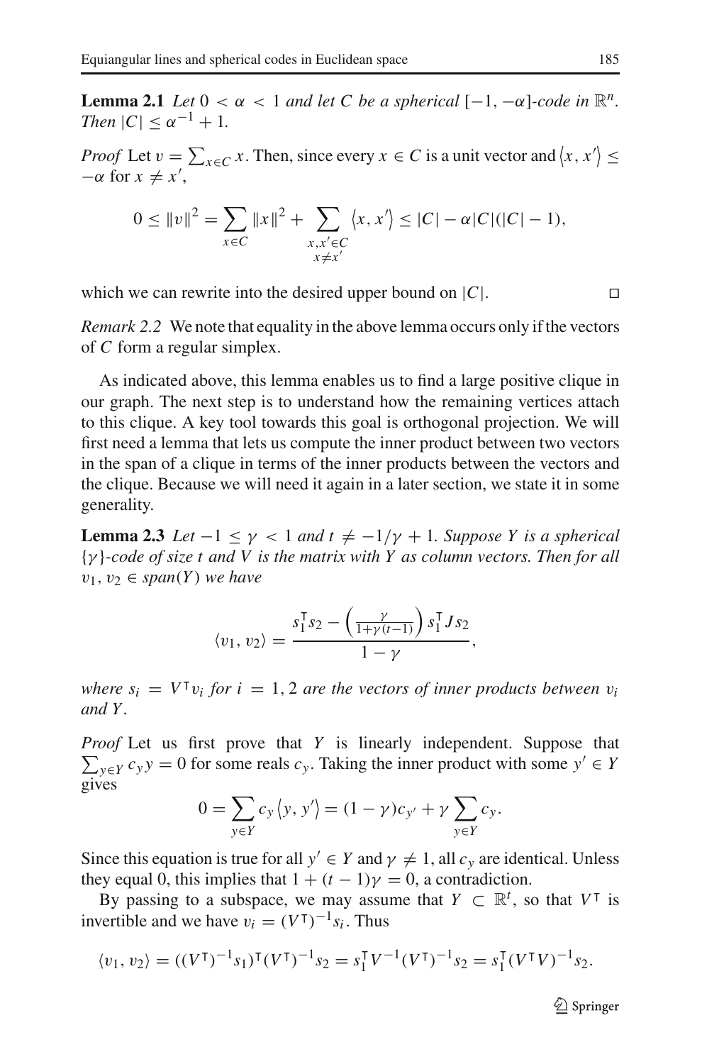**Lemma 2.1** *Let $0 < \alpha < 1$ and let $C$ be a spherical $[-1, -\alpha]$-code in $\mathbb{R}^n$. Then $|C| \le \alpha^{-1} + 1$.*

*Proof* Let $v = \sum_{x \in C} x$. Then, since every $x \in C$ is a unit vector and $\langle x, x' \rangle \le -\alpha$ for $x \ne x'$,

$$0 \le \|v\|^2 = \sum_{x \in C} \|x\|^2 + \sum_{\substack{x, x' \in C \\ x \ne x'}} \langle x, x' \rangle \le |C| - \alpha |C|(|C| - 1),$$

which we can rewrite into the desired upper bound on $|C|$. □

*Remark 2.2* We note that equality in the above lemma occurs only if the vectors of $C$ form a regular simplex.

As indicated above, this lemma enables us to find a large positive clique in our graph. The next step is to understand how the remaining vertices attach to this clique. A key tool towards this goal is orthogonal projection. We will first need a lemma that lets us compute the inner product between two vectors in the span of a clique in terms of the inner products between the vectors and the clique. Because we will need it again in a later section, we state it in some generality.

**Lemma 2.3** *Let $-1 \le \gamma < 1$ and $t \ne -1/\gamma + 1$. Suppose $Y$ is a spherical $\{\gamma\}$-code of size $t$ and $V$ is the matrix with $Y$ as column vectors. Then for all $v_1, v_2 \in span(Y)$ we have*

$$\langle v_1, v_2 \rangle = \frac{s_1^\intercal s_2 - \left(\frac{\gamma}{1 + \gamma(t-1)}\right) s_1^\intercal J s_2}{1 - \gamma},$$

*where $s_i = V^\intercal v_i$ for $i = 1, 2$ are the vectors of inner products between $v_i$ and $Y$.*

*Proof* Let us first prove that $Y$ is linearly independent. Suppose that $\sum_{y \in Y} c_y y = 0$ for some reals $c_y$. Taking the inner product with some $y' \in Y$ gives

$$0 = \sum_{y \in Y} c_y \langle y, y' \rangle = (1 - \gamma) c_{y'} + \gamma \sum_{y \in Y} c_y.$$

Since this equation is true for all $y' \in Y$ and $\gamma \ne 1$, all $c_y$ are identical. Unless they equal 0, this implies that $1 + (t - 1)\gamma = 0$, a contradiction.

By passing to a subspace, we may assume that $Y \subset \mathbb{R}^t$, so that $V^\intercal$ is invertible and we have $v_i = (V^\intercal)^{-1} s_i$. Thus

$$\langle v_1, v_2 \rangle = ((V^\intercal)^{-1} s_1)^\intercal (V^\intercal)^{-1} s_2 = s_1^\intercal V^{-1} (V^\intercal)^{-1} s_2 = s_1^\intercal (V^\intercal V)^{-1} s_2.$$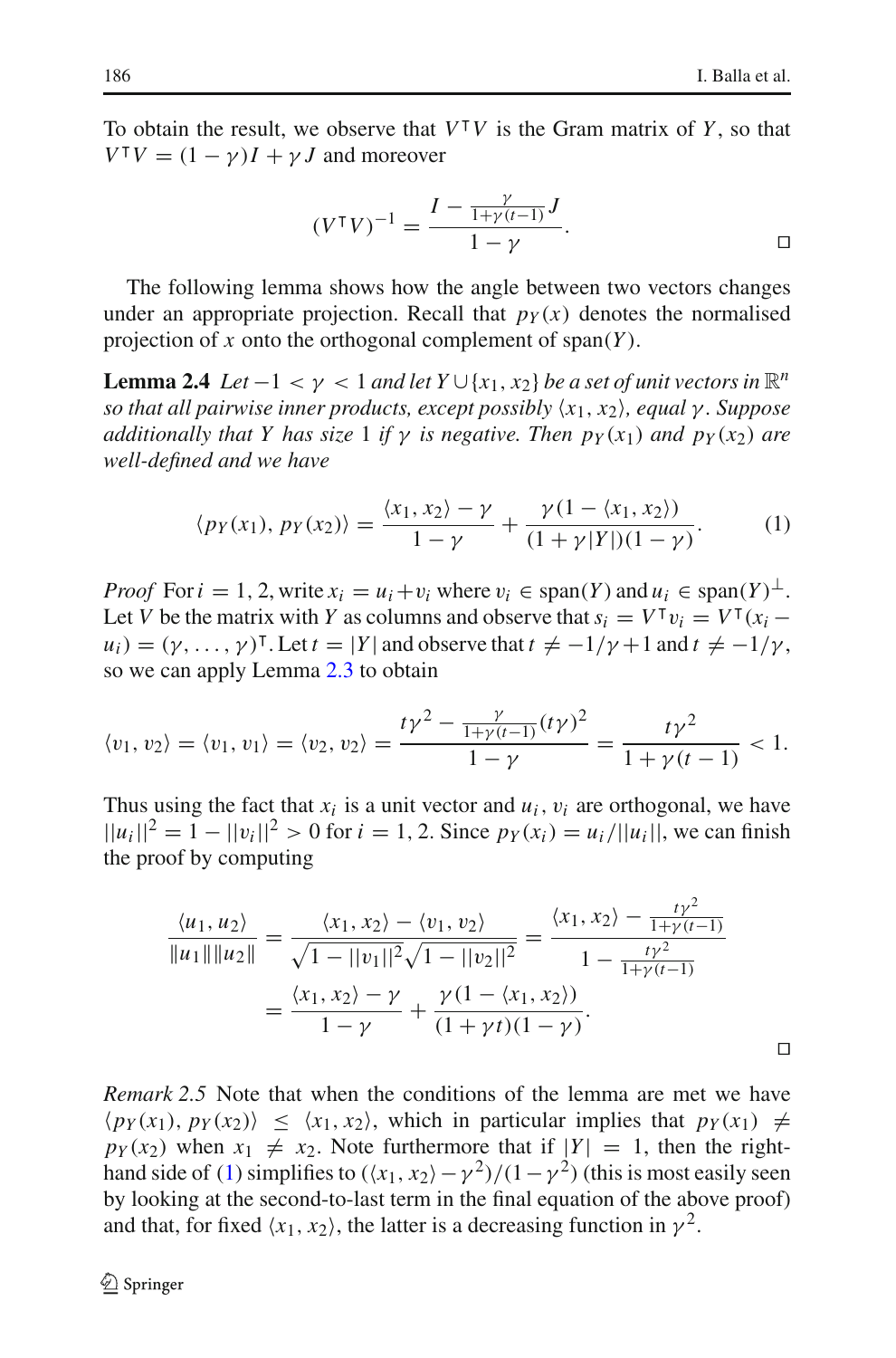To obtain the result, we observe that $V^\intercal V$ is the Gram matrix of $Y$, so that $V^\intercal V = (1-\gamma)I + \gamma J$ and moreover

$$(V^\intercal V)^{-1} = \frac{I - \frac{\gamma}{1+\gamma(t-1)}J}{1-\gamma}. \qquad \square$$

The following lemma shows how the angle between two vectors changes under an appropriate projection. Recall that $p_Y(x)$ denotes the normalised projection of $x$ onto the orthogonal complement of $\operatorname{span}(Y)$.

**Lemma 2.4** *Let $-1 < \gamma < 1$ and let $Y \cup \{x_1, x_2\}$ be a set of unit vectors in $\mathbb{R}^n$ so that all pairwise inner products, except possibly $\langle x_1, x_2 \rangle$, equal $\gamma$. Suppose additionally that $Y$ has size 1 if $\gamma$ is negative. Then $p_Y(x_1)$ and $p_Y(x_2)$ are well-defined and we have*

$$\langle p_Y(x_1), p_Y(x_2) \rangle = \frac{\langle x_1, x_2 \rangle - \gamma}{1-\gamma} + \frac{\gamma(1 - \langle x_1, x_2 \rangle)}{(1+\gamma|Y|)(1-\gamma)}. \tag{1}$$

*Proof* For $i = 1, 2$, write $x_i = u_i + v_i$ where $v_i \in \operatorname{span}(Y)$ and $u_i \in \operatorname{span}(Y)^\perp$. Let $V$ be the matrix with $Y$ as columns and observe that $s_i = V^\intercal v_i = V^\intercal(x_i - u_i) = (\gamma, \ldots, \gamma)^\intercal$. Let $t = |Y|$ and observe that $t \neq -1/\gamma + 1$ and $t \neq -1/\gamma$, so we can apply Lemma 2.3 to obtain

$$\langle v_1, v_2 \rangle = \langle v_1, v_1 \rangle = \langle v_2, v_2 \rangle = \frac{t\gamma^2 - \frac{\gamma}{1+\gamma(t-1)}(t\gamma)^2}{1-\gamma} = \frac{t\gamma^2}{1+\gamma(t-1)} < 1.$$

Thus using the fact that $x_i$ is a unit vector and $u_i$, $v_i$ are orthogonal, we have $||u_i||^2 = 1 - ||v_i||^2 > 0$ for $i = 1, 2$. Since $p_Y(x_i) = u_i/||u_i||$, we can finish the proof by computing

$$\begin{aligned}
\frac{\langle u_1, u_2 \rangle}{\|u_1\|\|u_2\|} &= \frac{\langle x_1, x_2 \rangle - \langle v_1, v_2 \rangle}{\sqrt{1 - ||v_1||^2}\sqrt{1 - ||v_2||^2}} = \frac{\langle x_1, x_2 \rangle - \frac{t\gamma^2}{1+\gamma(t-1)}}{1 - \frac{t\gamma^2}{1+\gamma(t-1)}} \\
&= \frac{\langle x_1, x_2 \rangle - \gamma}{1-\gamma} + \frac{\gamma(1 - \langle x_1, x_2 \rangle)}{(1+\gamma t)(1-\gamma)}.
\end{aligned}$$

$\square$

*Remark 2.5* Note that when the conditions of the lemma are met we have $\langle p_Y(x_1), p_Y(x_2) \rangle \leq \langle x_1, x_2 \rangle$, which in particular implies that $p_Y(x_1) \neq p_Y(x_2)$ when $x_1 \neq x_2$. Note furthermore that if $|Y| = 1$, then the right-hand side of (1) simplifies to $(\langle x_1, x_2 \rangle - \gamma^2)/(1-\gamma^2)$ (this is most easily seen by looking at the second-to-last term in the final equation of the above proof) and that, for fixed $\langle x_1, x_2 \rangle$, the latter is a decreasing function in $\gamma^2$.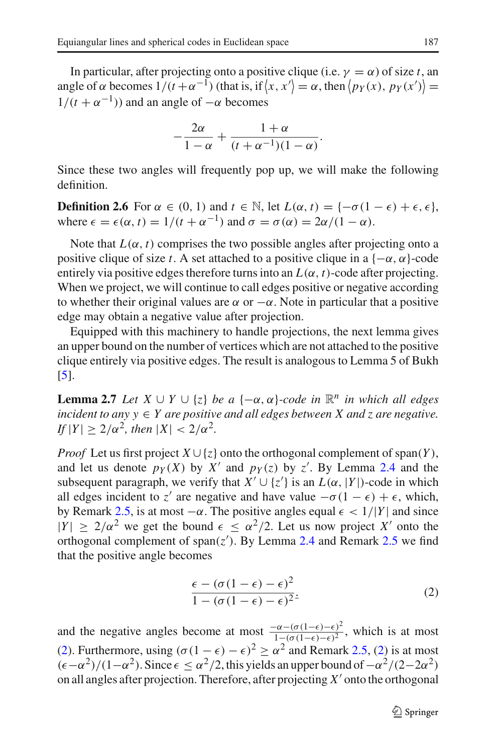In particular, after projecting onto a positive clique (i.e. $\gamma = \alpha$) of size $t$, an angle of $\alpha$ becomes $1/(t+\alpha^{-1})$ (that is, if $\langle x, x' \rangle = \alpha$, then $\langle p_Y(x), p_Y(x') \rangle = 1/(t+\alpha^{-1})$) and an angle of $-\alpha$ becomes

$$-\frac{2\alpha}{1-\alpha} + \frac{1+\alpha}{(t+\alpha^{-1})(1-\alpha)}.$$

Since these two angles will frequently pop up, we will make the following definition.

**Definition 2.6** For $\alpha \in (0,1)$ and $t \in \mathbb{N}$, let $L(\alpha, t) = \{-\sigma(1-\epsilon)+\epsilon, \epsilon\}$, where $\epsilon = \epsilon(\alpha, t) = 1/(t+\alpha^{-1})$ and $\sigma = \sigma(\alpha) = 2\alpha/(1-\alpha)$.

Note that $L(\alpha, t)$ comprises the two possible angles after projecting onto a positive clique of size $t$. A set attached to a positive clique in a $\{-\alpha, \alpha\}$-code entirely via positive edges therefore turns into an $L(\alpha, t)$-code after projecting. When we project, we will continue to call edges positive or negative according to whether their original values are $\alpha$ or $-\alpha$. Note in particular that a positive edge may obtain a negative value after projection.

Equipped with this machinery to handle projections, the next lemma gives an upper bound on the number of vertices which are not attached to the positive clique entirely via positive edges. The result is analogous to Lemma 5 of Bukh [5].

**Lemma 2.7** *Let $X \cup Y \cup \{z\}$ be a $\{-\alpha, \alpha\}$-code in $\mathbb{R}^n$ in which all edges incident to any $y \in Y$ are positive and all edges between $X$ and $z$ are negative. If $|Y| \geq 2/\alpha^2$, then $|X| < 2/\alpha^2$.*

*Proof* Let us first project $X \cup \{z\}$ onto the orthogonal complement of $\operatorname{span}(Y)$, and let us denote $p_Y(X)$ by $X'$ and $p_Y(z)$ by $z'$. By Lemma 2.4 and the subsequent paragraph, we verify that $X' \cup \{z'\}$ is an $L(\alpha, |Y|)$-code in which all edges incident to $z'$ are negative and have value $-\sigma(1-\epsilon)+\epsilon$, which, by Remark 2.5, is at most $-\alpha$. The positive angles equal $\epsilon < 1/|Y|$ and since $|Y| \geq 2/\alpha^2$ we get the bound $\epsilon \leq \alpha^2/2$. Let us now project $X'$ onto the orthogonal complement of $\operatorname{span}(z')$. By Lemma 2.4 and Remark 2.5 we find that the positive angle becomes

$$\frac{\epsilon - (\sigma(1-\epsilon)-\epsilon)^2}{1-(\sigma(1-\epsilon)-\epsilon)^2}. \tag{2}$$

and the negative angles become at most $\frac{-\alpha-(\sigma(1-\epsilon)-\epsilon)^2}{1-(\sigma(1-\epsilon)-\epsilon)^2}$, which is at most (2). Furthermore, using $(\sigma(1-\epsilon)-\epsilon)^2 \geq \alpha^2$ and Remark 2.5, (2) is at most $(\epsilon-\alpha^2)/(1-\alpha^2)$. Since $\epsilon \leq \alpha^2/2$, this yields an upper bound of $-\alpha^2/(2-2\alpha^2)$ on all angles after projection. Therefore, after projecting $X'$ onto the orthogonal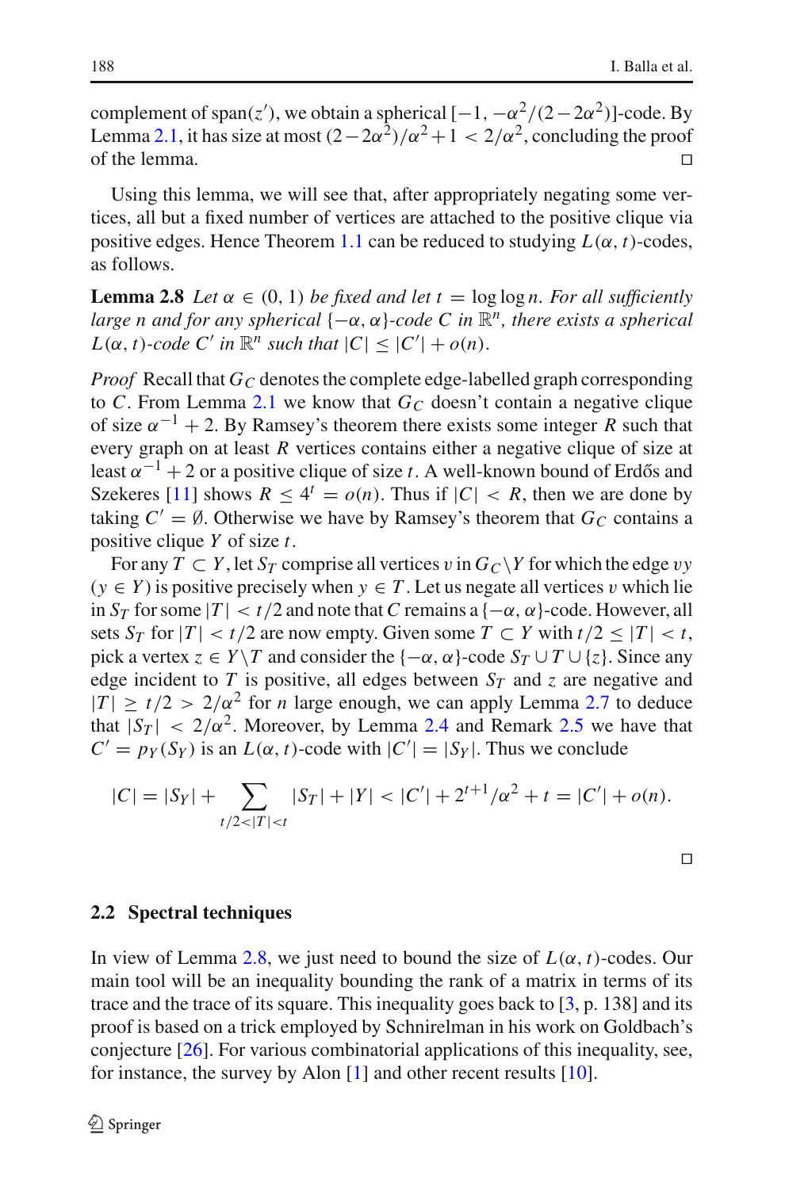complement of span$(z')$, we obtain a spherical $[-1, -\alpha^2/(2-2\alpha^2)]$-code. By Lemma 2.1, it has size at most $(2-2\alpha^2)/\alpha^2+1 < 2/\alpha^2$, concluding the proof of the lemma. □

Using this lemma, we will see that, after appropriately negating some vertices, all but a fixed number of vertices are attached to the positive clique via positive edges. Hence Theorem 1.1 can be reduced to studying $L(\alpha, t)$-codes, as follows.

**Lemma 2.8** *Let $\alpha \in (0, 1)$ be fixed and let $t = \log\log n$. For all sufficiently large $n$ and for any spherical $\{-\alpha, \alpha\}$-code $C$ in $\mathbb{R}^n$, there exists a spherical $L(\alpha, t)$-code $C'$ in $\mathbb{R}^n$ such that $|C| \leq |C'| + o(n)$.*

*Proof* Recall that $G_C$ denotes the complete edge-labelled graph corresponding to $C$. From Lemma 2.1 we know that $G_C$ doesn't contain a negative clique of size $\alpha^{-1}+2$. By Ramsey's theorem there exists some integer $R$ such that every graph on at least $R$ vertices contains either a negative clique of size at least $\alpha^{-1}+2$ or a positive clique of size $t$. A well-known bound of Erdős and Szekeres [11] shows $R \leq 4^t = o(n)$. Thus if $|C| < R$, then we are done by taking $C' = \emptyset$. Otherwise we have by Ramsey's theorem that $G_C$ contains a positive clique $Y$ of size $t$.

For any $T \subset Y$, let $S_T$ comprise all vertices $v$ in $G_C \setminus Y$ for which the edge $vy$ ($y \in Y$) is positive precisely when $y \in T$. Let us negate all vertices $v$ which lie in $S_T$ for some $|T| < t/2$ and note that $C$ remains a $\{-\alpha, \alpha\}$-code. However, all sets $S_T$ for $|T| < t/2$ are now empty. Given some $T \subset Y$ with $t/2 \leq |T| < t$, pick a vertex $z \in Y \setminus T$ and consider the $\{-\alpha, \alpha\}$-code $S_T \cup T \cup \{z\}$. Since any edge incident to $T$ is positive, all edges between $S_T$ and $z$ are negative and $|T| \geq t/2 > 2/\alpha^2$ for $n$ large enough, we can apply Lemma 2.7 to deduce that $|S_T| < 2/\alpha^2$. Moreover, by Lemma 2.4 and Remark 2.5 we have that $C' = p_Y(S_Y)$ is an $L(\alpha, t)$-code with $|C'| = |S_Y|$. Thus we conclude

$$|C| = |S_Y| + \sum_{t/2<|T|<t} |S_T| + |Y| < |C'| + 2^{t+1}/\alpha^2 + t = |C'| + o(n).$$

□

### 2.2 Spectral techniques

In view of Lemma 2.8, we just need to bound the size of $L(\alpha, t)$-codes. Our main tool will be an inequality bounding the rank of a matrix in terms of its trace and the trace of its square. This inequality goes back to [3, p. 138] and its proof is based on a trick employed by Schnirelman in his work on Goldbach's conjecture [26]. For various combinatorial applications of this inequality, see, for instance, the survey by Alon [1] and other recent results [10].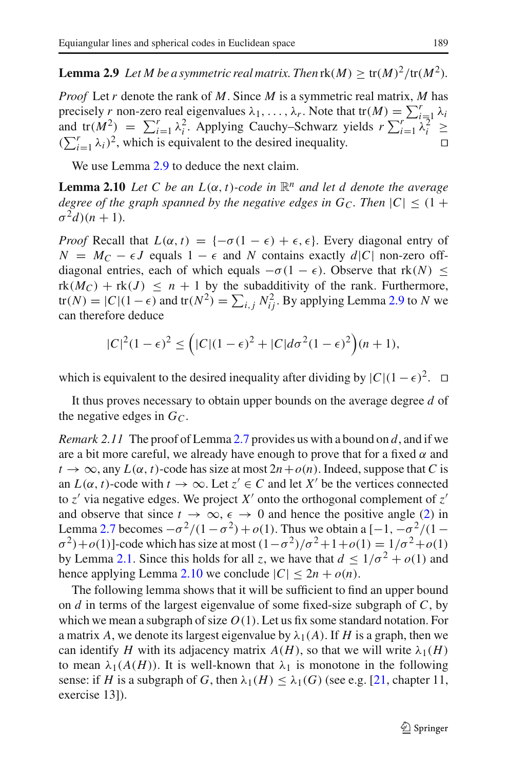**Lemma 2.9** *Let $M$ be a symmetric real matrix. Then* $\text{rk}(M) \geq \text{tr}(M)^2/\text{tr}(M^2)$.

*Proof* Let $r$ denote the rank of $M$. Since $M$ is a symmetric real matrix, $M$ has precisely $r$ non-zero real eigenvalues $\lambda_1, \ldots, \lambda_r$. Note that $\text{tr}(M) = \sum_{i=1}^{r} \lambda_i$ and $\text{tr}(M^2) = \sum_{i=1}^{r} \lambda_i^2$. Applying Cauchy–Schwarz yields $r \sum_{i=1}^{r} \lambda_i^2 \geq (\sum_{i=1}^{r} \lambda_i)^2$, which is equivalent to the desired inequality. □

We use Lemma 2.9 to deduce the next claim.

**Lemma 2.10** *Let $C$ be an $L(\alpha, t)$-code in $\mathbb{R}^n$ and let $d$ denote the average degree of the graph spanned by the negative edges in $G_C$. Then $|C| \leq (1 + \sigma^2 d)(n + 1)$.*

*Proof* Recall that $L(\alpha, t) = \{-\sigma(1 - \epsilon) + \epsilon, \epsilon\}$. Every diagonal entry of $N = M_C - \epsilon J$ equals $1 - \epsilon$ and $N$ contains exactly $d|C|$ non-zero off-diagonal entries, each of which equals $-\sigma(1 - \epsilon)$. Observe that $\text{rk}(N) \leq \text{rk}(M_C) + \text{rk}(J) \leq n + 1$ by the subadditivity of the rank. Furthermore, $\text{tr}(N) = |C|(1 - \epsilon)$ and $\text{tr}(N^2) = \sum_{i,j} N_{ij}^2$. By applying Lemma 2.9 to $N$ we can therefore deduce

$$|C|^2(1 - \epsilon)^2 \leq \Big(|C|(1 - \epsilon)^2 + |C| d \sigma^2 (1 - \epsilon)^2\Big)(n + 1),$$

which is equivalent to the desired inequality after dividing by $|C|(1 - \epsilon)^2$. □

It thus proves necessary to obtain upper bounds on the average degree $d$ of the negative edges in $G_C$.

*Remark 2.11* The proof of Lemma 2.7 provides us with a bound on $d$, and if we are a bit more careful, we already have enough to prove that for a fixed $\alpha$ and $t \to \infty$, any $L(\alpha, t)$-code has size at most $2n + o(n)$. Indeed, suppose that $C$ is an $L(\alpha, t)$-code with $t \to \infty$. Let $z' \in C$ and let $X'$ be the vertices connected to $z'$ via negative edges. We project $X'$ onto the orthogonal complement of $z'$ and observe that since $t \to \infty$, $\epsilon \to 0$ and hence the positive angle (2) in Lemma 2.7 becomes $-\sigma^2/(1 - \sigma^2) + o(1)$. Thus we obtain a $[-1, -\sigma^2/(1 - \sigma^2) + o(1)]$-code which has size at most $(1 - \sigma^2)/\sigma^2 + 1 + o(1) = 1/\sigma^2 + o(1)$ by Lemma 2.1. Since this holds for all $z$, we have that $d \leq 1/\sigma^2 + o(1)$ and hence applying Lemma 2.10 we conclude $|C| \leq 2n + o(n)$.

The following lemma shows that it will be sufficient to find an upper bound on $d$ in terms of the largest eigenvalue of some fixed-size subgraph of $C$, by which we mean a subgraph of size $O(1)$. Let us fix some standard notation. For a matrix $A$, we denote its largest eigenvalue by $\lambda_1(A)$. If $H$ is a graph, then we can identify $H$ with its adjacency matrix $A(H)$, so that we will write $\lambda_1(H)$ to mean $\lambda_1(A(H))$. It is well-known that $\lambda_1$ is monotone in the following sense: if $H$ is a subgraph of $G$, then $\lambda_1(H) \leq \lambda_1(G)$ (see e.g. [21, chapter 11, exercise 13]).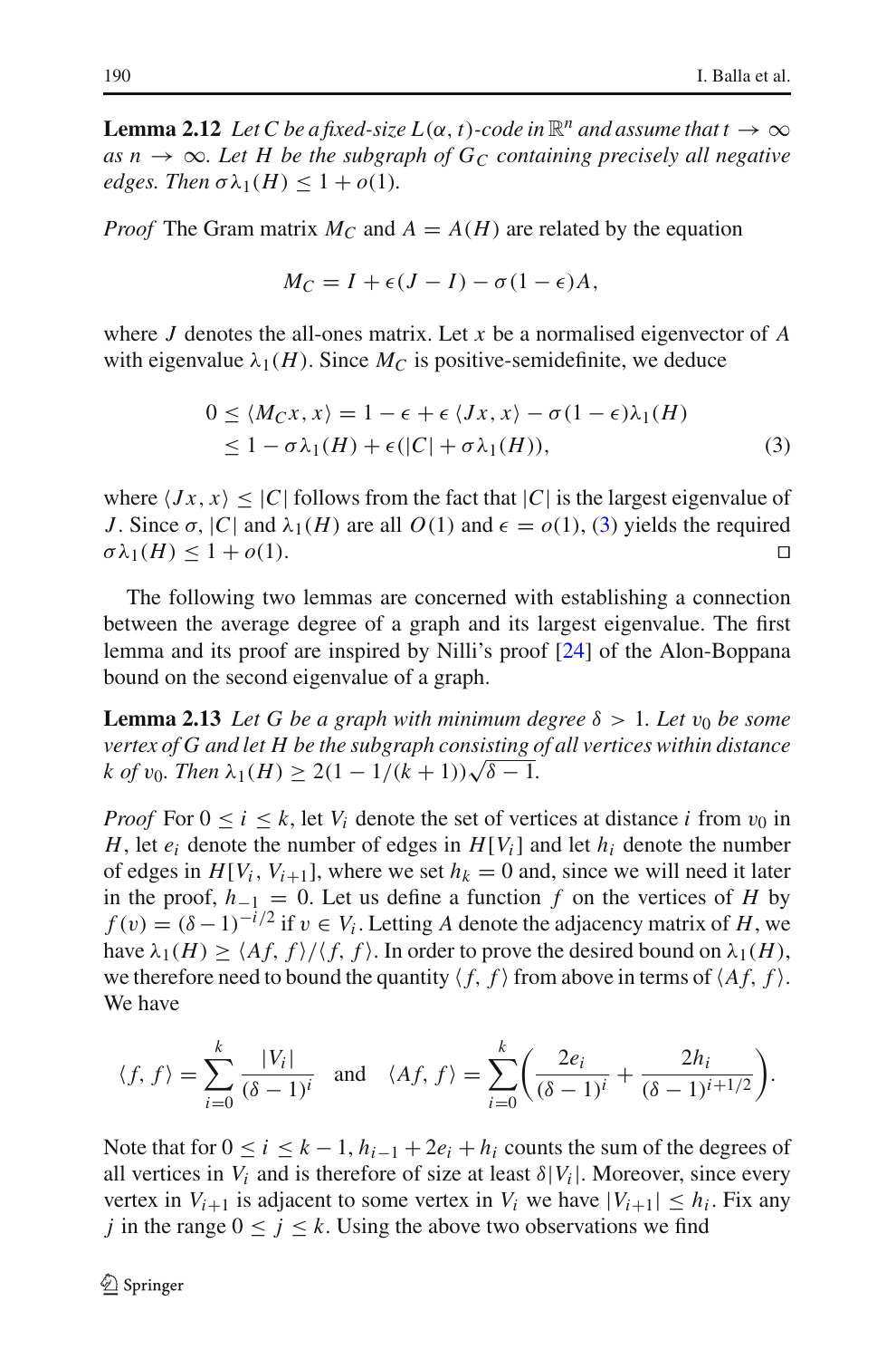**Lemma 2.12** *Let $C$ be a fixed-size $L(\alpha, t)$-code in $\mathbb{R}^n$ and assume that $t \to \infty$ as $n \to \infty$. Let $H$ be the subgraph of $G_C$ containing precisely all negative edges. Then $\sigma\lambda_1(H) \leq 1 + o(1)$.*

*Proof* The Gram matrix $M_C$ and $A = A(H)$ are related by the equation

$$M_C = I + \epsilon(J - I) - \sigma(1 - \epsilon)A,$$

where $J$ denotes the all-ones matrix. Let $x$ be a normalised eigenvector of $A$ with eigenvalue $\lambda_1(H)$. Since $M_C$ is positive-semidefinite, we deduce

$$\begin{aligned} 0 \leq \langle M_C x, x\rangle &= 1 - \epsilon + \epsilon \langle Jx, x\rangle - \sigma(1 - \epsilon)\lambda_1(H) \\ &\leq 1 - \sigma\lambda_1(H) + \epsilon(|C| + \sigma\lambda_1(H)), \end{aligned} \tag{3}$$

where $\langle Jx, x\rangle \leq |C|$ follows from the fact that $|C|$ is the largest eigenvalue of $J$. Since $\sigma$, $|C|$ and $\lambda_1(H)$ are all $O(1)$ and $\epsilon = o(1)$, (3) yields the required $\sigma\lambda_1(H) \leq 1 + o(1)$. □

The following two lemmas are concerned with establishing a connection between the average degree of a graph and its largest eigenvalue. The first lemma and its proof are inspired by Nilli's proof [24] of the Alon-Boppana bound on the second eigenvalue of a graph.

**Lemma 2.13** *Let $G$ be a graph with minimum degree $\delta > 1$. Let $v_0$ be some vertex of $G$ and let $H$ be the subgraph consisting of all vertices within distance $k$ of $v_0$. Then $\lambda_1(H) \geq 2(1 - 1/(k+1))\sqrt{\delta - 1}$.*

*Proof* For $0 \leq i \leq k$, let $V_i$ denote the set of vertices at distance $i$ from $v_0$ in $H$, let $e_i$ denote the number of edges in $H[V_i]$ and let $h_i$ denote the number of edges in $H[V_i, V_{i+1}]$, where we set $h_k = 0$ and, since we will need it later in the proof, $h_{-1} = 0$. Let us define a function $f$ on the vertices of $H$ by $f(v) = (\delta - 1)^{-i/2}$ if $v \in V_i$. Letting $A$ denote the adjacency matrix of $H$, we have $\lambda_1(H) \geq \langle Af, f\rangle / \langle f, f\rangle$. In order to prove the desired bound on $\lambda_1(H)$, we therefore need to bound the quantity $\langle f, f\rangle$ from above in terms of $\langle Af, f\rangle$. We have

$$\langle f, f\rangle = \sum_{i=0}^{k} \frac{|V_i|}{(\delta - 1)^i} \quad \text{and} \quad \langle Af, f\rangle = \sum_{i=0}^{k} \left( \frac{2e_i}{(\delta - 1)^i} + \frac{2h_i}{(\delta - 1)^{i+1/2}} \right).$$

Note that for $0 \leq i \leq k - 1$, $h_{i-1} + 2e_i + h_i$ counts the sum of the degrees of all vertices in $V_i$ and is therefore of size at least $\delta|V_i|$. Moreover, since every vertex in $V_{i+1}$ is adjacent to some vertex in $V_i$ we have $|V_{i+1}| \leq h_i$. Fix any $j$ in the range $0 \leq j \leq k$. Using the above two observations we find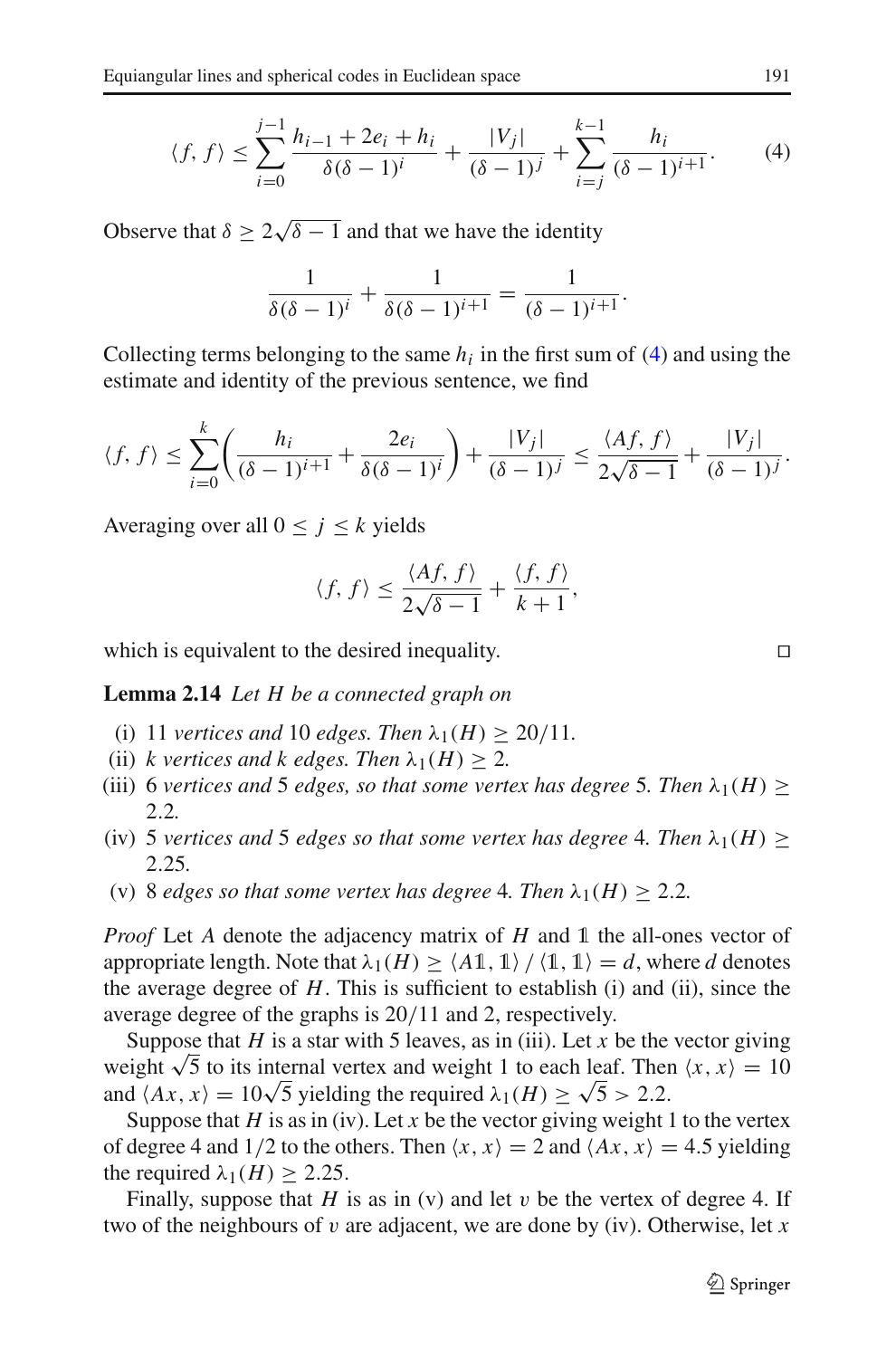$$\langle f, f\rangle \leq \sum_{i=0}^{j-1} \frac{h_{i-1}+2e_i+h_i}{\delta(\delta-1)^i} + \frac{|V_j|}{(\delta-1)^j} + \sum_{i=j}^{k-1} \frac{h_i}{(\delta-1)^{i+1}}. \qquad (4)$$

Observe that $\delta \geq 2\sqrt{\delta-1}$ and that we have the identity

$$\frac{1}{\delta(\delta-1)^i} + \frac{1}{\delta(\delta-1)^{i+1}} = \frac{1}{(\delta-1)^{i+1}}.$$

Collecting terms belonging to the same $h_i$ in the first sum of (4) and using the estimate and identity of the previous sentence, we find

$$\langle f, f\rangle \leq \sum_{i=0}^{k} \left( \frac{h_i}{(\delta-1)^{i+1}} + \frac{2e_i}{\delta(\delta-1)^i} \right) + \frac{|V_j|}{(\delta-1)^j} \leq \frac{\langle Af, f\rangle}{2\sqrt{\delta-1}} + \frac{|V_j|}{(\delta-1)^j}.$$

Averaging over all $0 \leq j \leq k$ yields

$$\langle f, f\rangle \leq \frac{\langle Af, f\rangle}{2\sqrt{\delta-1}} + \frac{\langle f, f\rangle}{k+1},$$

which is equivalent to the desired inequality. □

**Lemma 2.14** *Let $H$ be a connected graph on*

- (i) 11 *vertices and* 10 *edges. Then* $\lambda_1(H) \geq 20/11$.
- (ii) $k$ *vertices and* $k$ *edges. Then* $\lambda_1(H) \geq 2$.
- (iii) 6 *vertices and* 5 *edges, so that some vertex has degree* 5. *Then* $\lambda_1(H) \geq 2.2$.
- (iv) 5 *vertices and* 5 *edges so that some vertex has degree* 4. *Then* $\lambda_1(H) \geq 2.25$.
- (v) 8 *edges so that some vertex has degree* 4. *Then* $\lambda_1(H) \geq 2.2$.

*Proof* Let $A$ denote the adjacency matrix of $H$ and $\mathbb{1}$ the all-ones vector of appropriate length. Note that $\lambda_1(H) \geq \langle A\mathbb{1}, \mathbb{1}\rangle / \langle \mathbb{1}, \mathbb{1}\rangle = d$, where $d$ denotes the average degree of $H$. This is sufficient to establish (i) and (ii), since the average degree of the graphs is $20/11$ and 2, respectively.

Suppose that $H$ is a star with 5 leaves, as in (iii). Let $x$ be the vector giving weight $\sqrt{5}$ to its internal vertex and weight 1 to each leaf. Then $\langle x, x\rangle = 10$ and $\langle Ax, x\rangle = 10\sqrt{5}$ yielding the required $\lambda_1(H) \geq \sqrt{5} > 2.2$.

Suppose that $H$ is as in (iv). Let $x$ be the vector giving weight 1 to the vertex of degree 4 and $1/2$ to the others. Then $\langle x, x\rangle = 2$ and $\langle Ax, x\rangle = 4.5$ yielding the required $\lambda_1(H) \geq 2.25$.

Finally, suppose that $H$ is as in (v) and let $v$ be the vertex of degree 4. If two of the neighbours of $v$ are adjacent, we are done by (iv). Otherwise, let $x$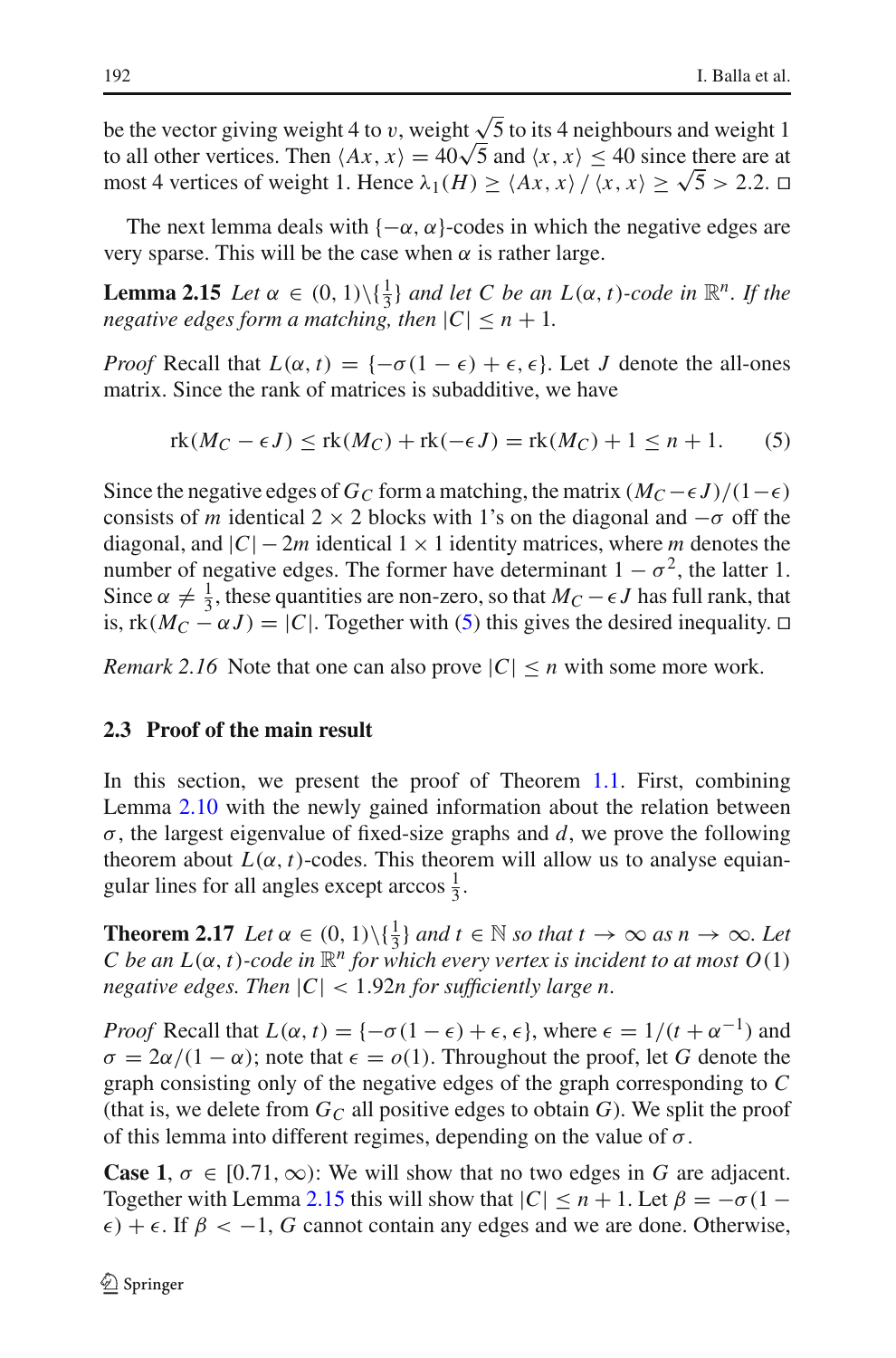be the vector giving weight 4 to $v$, weight $\sqrt{5}$ to its 4 neighbours and weight 1 to all other vertices. Then $\langle Ax, x\rangle = 40\sqrt{5}$ and $\langle x, x\rangle \leq 40$ since there are at most 4 vertices of weight 1. Hence $\lambda_1(H) \geq \langle Ax, x\rangle / \langle x, x\rangle \geq \sqrt{5} > 2.2$. □

The next lemma deals with $\{-\alpha, \alpha\}$-codes in which the negative edges are very sparse. This will be the case when $\alpha$ is rather large.

**Lemma 2.15** *Let $\alpha \in (0, 1)\backslash\{\frac{1}{3}\}$ and let $C$ be an $L(\alpha, t)$-code in $\mathbb{R}^n$. If the negative edges form a matching, then $|C| \leq n + 1$.*

*Proof* Recall that $L(\alpha, t) = \{-\sigma(1 - \epsilon) + \epsilon, \epsilon\}$. Let $J$ denote the all-ones matrix. Since the rank of matrices is subadditive, we have

$$\mathrm{rk}(M_C - \epsilon J) \leq \mathrm{rk}(M_C) + \mathrm{rk}(-\epsilon J) = \mathrm{rk}(M_C) + 1 \leq n + 1. \tag{5}$$

Since the negative edges of $G_C$ form a matching, the matrix $(M_C - \epsilon J)/(1 - \epsilon)$ consists of $m$ identical $2 \times 2$ blocks with 1's on the diagonal and $-\sigma$ off the diagonal, and $|C| - 2m$ identical $1 \times 1$ identity matrices, where $m$ denotes the number of negative edges. The former have determinant $1 - \sigma^2$, the latter 1. Since $\alpha \neq \frac{1}{3}$, these quantities are non-zero, so that $M_C - \epsilon J$ has full rank, that is, $\mathrm{rk}(M_C - \alpha J) = |C|$. Together with (5) this gives the desired inequality. □

*Remark 2.16* Note that one can also prove $|C| \leq n$ with some more work.

### 2.3 Proof of the main result

In this section, we present the proof of Theorem 1.1. First, combining Lemma 2.10 with the newly gained information about the relation between $\sigma$, the largest eigenvalue of fixed-size graphs and $d$, we prove the following theorem about $L(\alpha, t)$-codes. This theorem will allow us to analyse equiangular lines for all angles except $\arccos \frac{1}{3}$.

**Theorem 2.17** *Let $\alpha \in (0, 1)\backslash\{\frac{1}{3}\}$ and $t \in \mathbb{N}$ so that $t \to \infty$ as $n \to \infty$. Let $C$ be an $L(\alpha, t)$-code in $\mathbb{R}^n$ for which every vertex is incident to at most $O(1)$ negative edges. Then $|C| < 1.92n$ for sufficiently large $n$.*

*Proof* Recall that $L(\alpha, t) = \{-\sigma(1 - \epsilon) + \epsilon, \epsilon\}$, where $\epsilon = 1/(t + \alpha^{-1})$ and $\sigma = 2\alpha/(1 - \alpha)$; note that $\epsilon = o(1)$. Throughout the proof, let $G$ denote the graph consisting only of the negative edges of the graph corresponding to $C$ (that is, we delete from $G_C$ all positive edges to obtain $G$). We split the proof of this lemma into different regimes, depending on the value of $\sigma$.

**Case 1**, $\sigma \in [0.71, \infty)$: We will show that no two edges in $G$ are adjacent. Together with Lemma 2.15 this will show that $|C| \leq n + 1$. Let $\beta = -\sigma(1 - \epsilon) + \epsilon$. If $\beta < -1$, $G$ cannot contain any edges and we are done. Otherwise,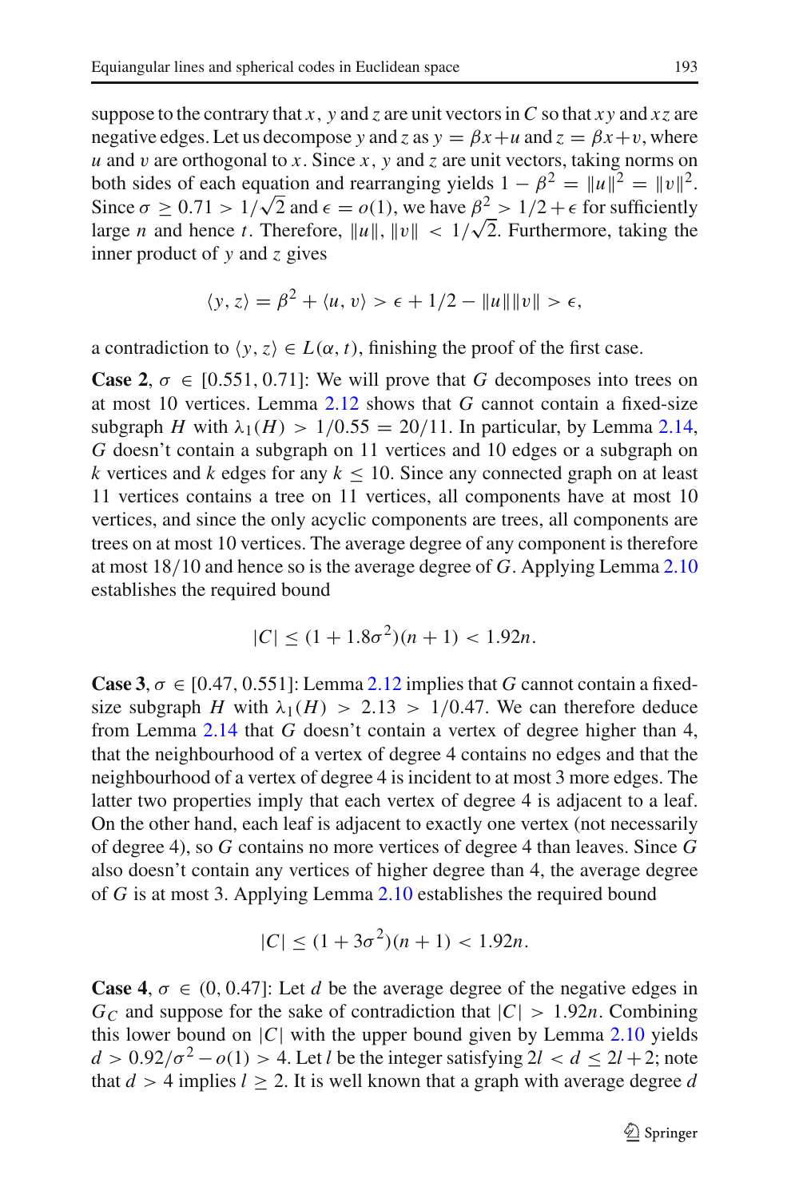suppose to the contrary that $x$, $y$ and $z$ are unit vectors in $C$ so that $xy$ and $xz$ are negative edges. Let us decompose $y$ and $z$ as $y = \beta x + u$ and $z = \beta x + v$, where $u$ and $v$ are orthogonal to $x$. Since $x$, $y$ and $z$ are unit vectors, taking norms on both sides of each equation and rearranging yields $1 - \beta^2 = \|u\|^2 = \|v\|^2$. Since $\sigma \geq 0.71 > 1/\sqrt{2}$ and $\epsilon = o(1)$, we have $\beta^2 > 1/2 + \epsilon$ for sufficiently large $n$ and hence $t$. Therefore, $\|u\|, \|v\| < 1/\sqrt{2}$. Furthermore, taking the inner product of $y$ and $z$ gives

$$\langle y, z \rangle = \beta^2 + \langle u, v \rangle > \epsilon + 1/2 - \|u\|\|v\| > \epsilon,$$

a contradiction to $\langle y, z \rangle \in L(\alpha, t)$, finishing the proof of the first case.

**Case 2**, $\sigma \in [0.551, 0.71]$: We will prove that $G$ decomposes into trees on at most 10 vertices. Lemma 2.12 shows that $G$ cannot contain a fixed-size subgraph $H$ with $\lambda_1(H) > 1/0.55 = 20/11$. In particular, by Lemma 2.14, $G$ doesn't contain a subgraph on 11 vertices and 10 edges or a subgraph on $k$ vertices and $k$ edges for any $k \leq 10$. Since any connected graph on at least 11 vertices contains a tree on 11 vertices, all components have at most 10 vertices, and since the only acyclic components are trees, all components are trees on at most 10 vertices. The average degree of any component is therefore at most 18/10 and hence so is the average degree of $G$. Applying Lemma 2.10 establishes the required bound

$$|C| \leq (1 + 1.8\sigma^2)(n + 1) < 1.92n.$$

**Case 3**, $\sigma \in [0.47, 0.551]$: Lemma 2.12 implies that $G$ cannot contain a fixed-size subgraph $H$ with $\lambda_1(H) > 2.13 > 1/0.47$. We can therefore deduce from Lemma 2.14 that $G$ doesn't contain a vertex of degree higher than 4, that the neighbourhood of a vertex of degree 4 contains no edges and that the neighbourhood of a vertex of degree 4 is incident to at most 3 more edges. The latter two properties imply that each vertex of degree 4 is adjacent to a leaf. On the other hand, each leaf is adjacent to exactly one vertex (not necessarily of degree 4), so $G$ contains no more vertices of degree 4 than leaves. Since $G$ also doesn't contain any vertices of higher degree than 4, the average degree of $G$ is at most 3. Applying Lemma 2.10 establishes the required bound

$$|C| \leq (1 + 3\sigma^2)(n + 1) < 1.92n.$$

**Case 4**, $\sigma \in (0, 0.47]$: Let $d$ be the average degree of the negative edges in $G_C$ and suppose for the sake of contradiction that $|C| > 1.92n$. Combining this lower bound on $|C|$ with the upper bound given by Lemma 2.10 yields $d > 0.92/\sigma^2 - o(1) > 4$. Let $l$ be the integer satisfying $2l < d \leq 2l + 2$; note that $d > 4$ implies $l \geq 2$. It is well known that a graph with average degree $d$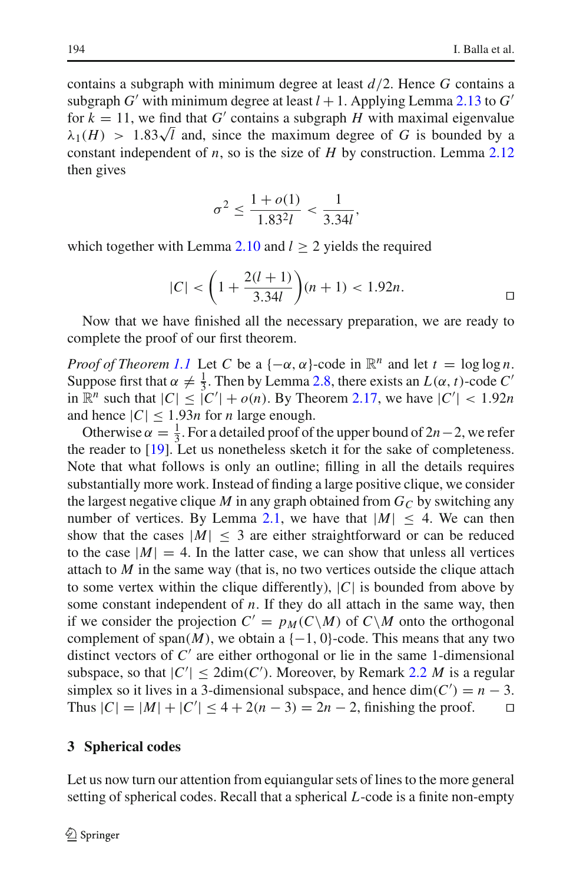contains a subgraph with minimum degree at least $d/2$. Hence $G$ contains a subgraph $G'$ with minimum degree at least $l+1$. Applying Lemma 2.13 to $G'$ for $k = 11$, we find that $G'$ contains a subgraph $H$ with maximal eigenvalue $\lambda_1(H) > 1.83\sqrt{l}$ and, since the maximum degree of $G$ is bounded by a constant independent of $n$, so is the size of $H$ by construction. Lemma 2.12 then gives

$$\sigma^2 \leq \frac{1+o(1)}{1.83^2 l} < \frac{1}{3.34 l},$$

which together with Lemma 2.10 and $l \geq 2$ yields the required

$$|C| < \left(1 + \frac{2(l+1)}{3.34l}\right)(n+1) < 1.92n. \qquad \square$$

Now that we have finished all the necessary preparation, we are ready to complete the proof of our first theorem.

*Proof of Theorem 1.1* Let $C$ be a $\{-\alpha, \alpha\}$-code in $\mathbb{R}^n$ and let $t = \log \log n$. Suppose first that $\alpha \neq \frac{1}{3}$. Then by Lemma 2.8, there exists an $L(\alpha, t)$-code $C'$ in $\mathbb{R}^n$ such that $|C| \leq |C'| + o(n)$. By Theorem 2.17, we have $|C'| < 1.92n$ and hence $|C| \leq 1.93n$ for $n$ large enough.

Otherwise $\alpha = \frac{1}{3}$. For a detailed proof of the upper bound of $2n-2$, we refer the reader to [19]. Let us nonetheless sketch it for the sake of completeness. Note that what follows is only an outline; filling in all the details requires substantially more work. Instead of finding a large positive clique, we consider the largest negative clique $M$ in any graph obtained from $G_C$ by switching any number of vertices. By Lemma 2.1, we have that $|M| \leq 4$. We can then show that the cases $|M| \leq 3$ are either straightforward or can be reduced to the case $|M| = 4$. In the latter case, we can show that unless all vertices attach to $M$ in the same way (that is, no two vertices outside the clique attach to some vertex within the clique differently), $|C|$ is bounded from above by some constant independent of $n$. If they do all attach in the same way, then if we consider the projection $C' = p_M(C \backslash M)$ of $C \backslash M$ onto the orthogonal complement of $\operatorname{span}(M)$, we obtain a $\{-1, 0\}$-code. This means that any two distinct vectors of $C'$ are either orthogonal or lie in the same 1-dimensional subspace, so that $|C'| \leq 2\dim(C')$. Moreover, by Remark 2.2 $M$ is a regular simplex so it lives in a 3-dimensional subspace, and hence $\dim(C') = n-3$. Thus $|C| = |M| + |C'| \leq 4 + 2(n-3) = 2n-2$, finishing the proof. $\square$

## 3 Spherical codes

Let us now turn our attention from equiangular sets of lines to the more general setting of spherical codes. Recall that a spherical $L$-code is a finite non-empty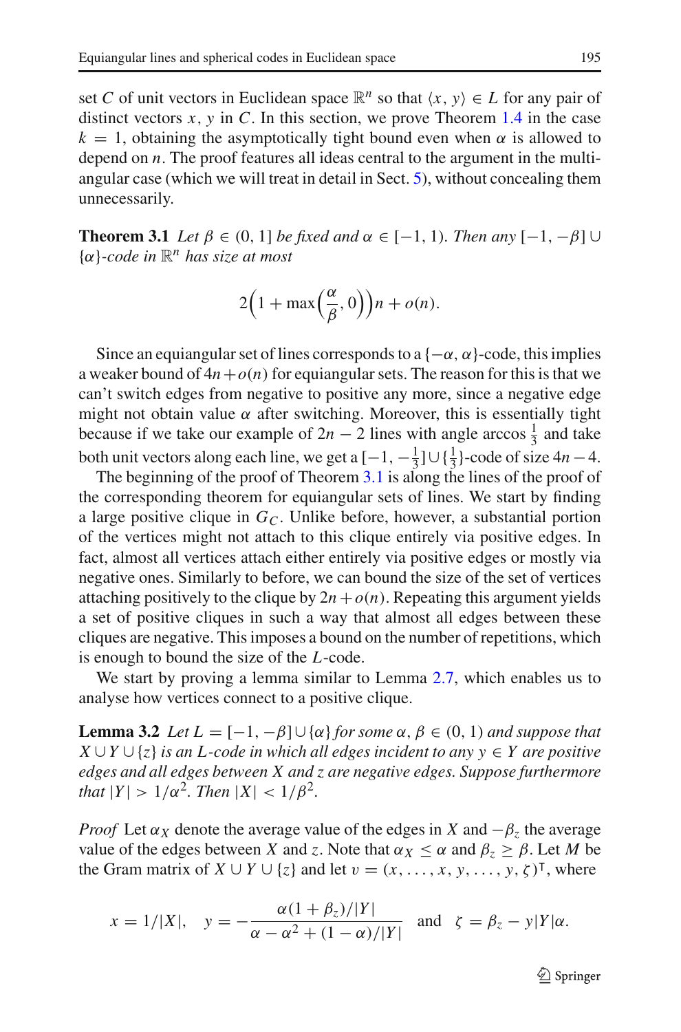set $C$ of unit vectors in Euclidean space $\mathbb{R}^n$ so that $\langle x, y\rangle \in L$ for any pair of distinct vectors $x, y$ in $C$. In this section, we prove Theorem 1.4 in the case $k = 1$, obtaining the asymptotically tight bound even when $\alpha$ is allowed to depend on $n$. The proof features all ideas central to the argument in the multi-angular case (which we will treat in detail in Sect. 5), without concealing them unnecessarily.

**Theorem 3.1** *Let $\beta \in (0, 1]$ be fixed and $\alpha \in [-1, 1)$. Then any $[-1, -\beta] \cup \{\alpha\}$-code in $\mathbb{R}^n$ has size at most*

$$2\Big(1 + \max\Big(\frac{\alpha}{\beta}, 0\Big)\Big)n + o(n).$$

Since an equiangular set of lines corresponds to a $\{-\alpha, \alpha\}$-code, this implies a weaker bound of $4n + o(n)$ for equiangular sets. The reason for this is that we can't switch edges from negative to positive any more, since a negative edge might not obtain value $\alpha$ after switching. Moreover, this is essentially tight because if we take our example of $2n - 2$ lines with angle $\arccos\frac{1}{3}$ and take both unit vectors along each line, we get a $[-1, -\frac{1}{3}] \cup \{\frac{1}{3}\}$-code of size $4n - 4$.

The beginning of the proof of Theorem 3.1 is along the lines of the proof of the corresponding theorem for equiangular sets of lines. We start by finding a large positive clique in $G_C$. Unlike before, however, a substantial portion of the vertices might not attach to this clique entirely via positive edges. In fact, almost all vertices attach either entirely via positive edges or mostly via negative ones. Similarly to before, we can bound the size of the set of vertices attaching positively to the clique by $2n + o(n)$. Repeating this argument yields a set of positive cliques in such a way that almost all edges between these cliques are negative. This imposes a bound on the number of repetitions, which is enough to bound the size of the $L$-code.

We start by proving a lemma similar to Lemma 2.7, which enables us to analyse how vertices connect to a positive clique.

**Lemma 3.2** *Let $L = [-1, -\beta] \cup \{\alpha\}$ for some $\alpha, \beta \in (0, 1)$ and suppose that $X \cup Y \cup \{z\}$ is an $L$-code in which all edges incident to any $y \in Y$ are positive edges and all edges between $X$ and $z$ are negative edges. Suppose furthermore that $|Y| > 1/\alpha^2$. Then $|X| < 1/\beta^2$.*

*Proof* Let $\alpha_X$ denote the average value of the edges in $X$ and $-\beta_z$ the average value of the edges between $X$ and $z$. Note that $\alpha_X \le \alpha$ and $\beta_z \ge \beta$. Let $M$ be the Gram matrix of $X \cup Y \cup \{z\}$ and let $v = (x, \dots, x, y, \dots, y, \zeta)^\intercal$, where

$$x = 1/|X|, \quad y = -\frac{\alpha(1 + \beta_z)/|Y|}{\alpha - \alpha^2 + (1 - \alpha)/|Y|} \quad \text{and} \quad \zeta = \beta_z - y|Y|\alpha.$$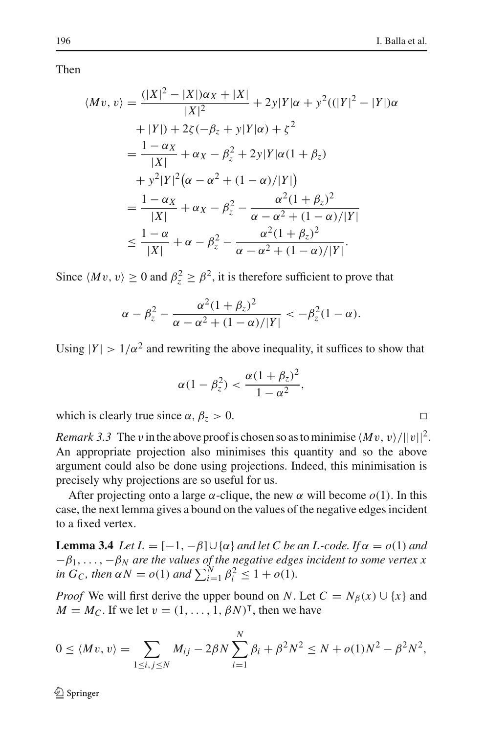Then

$$
\begin{aligned}
\langle Mv, v\rangle &= \frac{(|X|^2 - |X|)\alpha_X + |X|}{|X|^2} + 2y|Y|\alpha + y^2((|Y|^2 - |Y|)\alpha \\
&\quad + |Y|) + 2\zeta(-\beta_z + y|Y|\alpha) + \zeta^2 \\
&= \frac{1-\alpha_X}{|X|} + \alpha_X - \beta_z^2 + 2y|Y|\alpha(1+\beta_z) \\
&\quad + y^2|Y|^2\big(\alpha - \alpha^2 + (1-\alpha)/|Y|\big) \\
&= \frac{1-\alpha_X}{|X|} + \alpha_X - \beta_z^2 - \frac{\alpha^2(1+\beta_z)^2}{\alpha - \alpha^2 + (1-\alpha)/|Y|} \\
&\leq \frac{1-\alpha}{|X|} + \alpha - \beta_z^2 - \frac{\alpha^2(1+\beta_z)^2}{\alpha - \alpha^2 + (1-\alpha)/|Y|}.
\end{aligned}
$$

Since $\langle Mv, v\rangle \geq 0$ and $\beta_z^2 \geq \beta^2$, it is therefore sufficient to prove that

$$
\alpha - \beta_z^2 - \frac{\alpha^2(1+\beta_z)^2}{\alpha - \alpha^2 + (1-\alpha)/|Y|} < -\beta_z^2(1-\alpha).
$$

Using $|Y| > 1/\alpha^2$ and rewriting the above inequality, it suffices to show that

$$
\alpha(1-\beta_z^2) < \frac{\alpha(1+\beta_z)^2}{1-\alpha^2},
$$

which is clearly true since $\alpha, \beta_z > 0$. $\square$

*Remark 3.3* The $v$ in the above proof is chosen so as to minimise $\langle Mv, v\rangle/||v||^2$. An appropriate projection also minimises this quantity and so the above argument could also be done using projections. Indeed, this minimisation is precisely why projections are so useful for us.

After projecting onto a large $\alpha$-clique, the new $\alpha$ will become $o(1)$. In this case, the next lemma gives a bound on the values of the negative edges incident to a fixed vertex.

**Lemma 3.4** *Let $L = [-1, -\beta] \cup \{\alpha\}$ and let $C$ be an $L$-code. If $\alpha = o(1)$ and $-\beta_1, \ldots, -\beta_N$ are the values of the negative edges incident to some vertex $x$ in $G_C$, then $\alpha N = o(1)$ and $\sum_{i=1}^N \beta_i^2 \leq 1 + o(1)$.*

*Proof* We will first derive the upper bound on $N$. Let $C = N_\beta(x) \cup \{x\}$ and $M = M_C$. If we let $v = (1, \ldots, 1, \beta N)^\intercal$, then we have

$$
0 \leq \langle Mv, v\rangle = \sum_{1 \leq i,j \leq N} M_{ij} - 2\beta N \sum_{i=1}^N \beta_i + \beta^2 N^2 \leq N + o(1)N^2 - \beta^2 N^2,
$$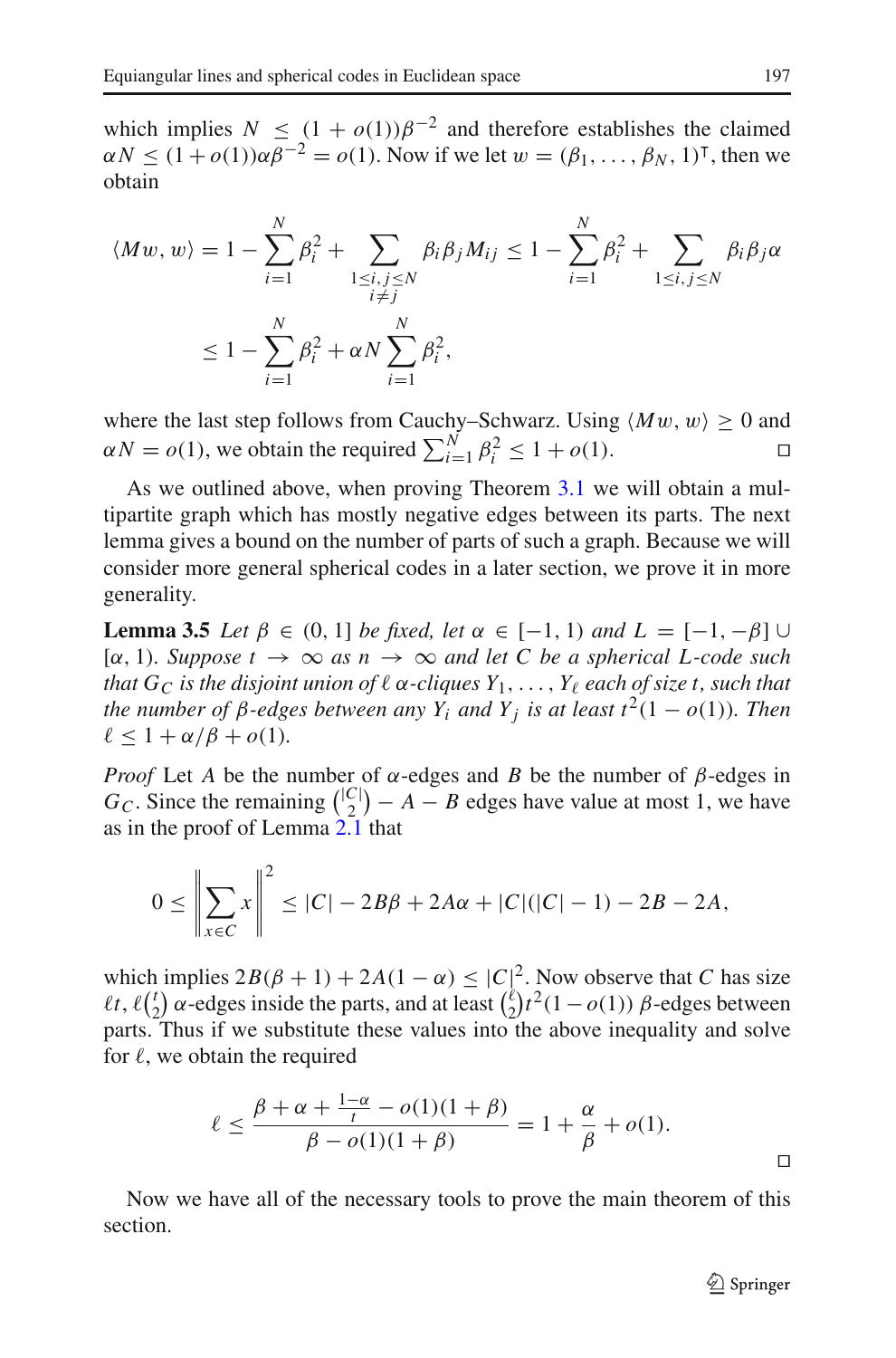which implies $N \leq (1 + o(1))\beta^{-2}$ and therefore establishes the claimed $\alpha N \leq (1 + o(1))\alpha\beta^{-2} = o(1)$. Now if we let $w = (\beta_1, \ldots, \beta_N, 1)^{\intercal}$, then we obtain

$$\langle Mw, w \rangle = 1 - \sum_{i=1}^{N} \beta_i^2 + \sum_{\substack{1 \leq i,j \leq N \\ i \neq j}} \beta_i \beta_j M_{ij} \leq 1 - \sum_{i=1}^{N} \beta_i^2 + \sum_{1 \leq i,j \leq N} \beta_i \beta_j \alpha$$

$$\leq 1 - \sum_{i=1}^{N} \beta_i^2 + \alpha N \sum_{i=1}^{N} \beta_i^2,$$

where the last step follows from Cauchy–Schwarz. Using $\langle Mw, w \rangle \geq 0$ and $\alpha N = o(1)$, we obtain the required $\sum_{i=1}^{N} \beta_i^2 \leq 1 + o(1)$. □

As we outlined above, when proving Theorem 3.1 we will obtain a multipartite graph which has mostly negative edges between its parts. The next lemma gives a bound on the number of parts of such a graph. Because we will consider more general spherical codes in a later section, we prove it in more generality.

**Lemma 3.5** *Let $\beta \in (0, 1]$ be fixed, let $\alpha \in [-1, 1)$ and $L = [-1, -\beta] \cup [\alpha, 1)$. Suppose $t \to \infty$ as $n \to \infty$ and let $C$ be a spherical $L$-code such that $G_C$ is the disjoint union of $\ell$ $\alpha$-cliques $Y_1, \ldots, Y_\ell$ each of size $t$, such that the number of $\beta$-edges between any $Y_i$ and $Y_j$ is at least $t^2(1 - o(1))$. Then $\ell \leq 1 + \alpha/\beta + o(1)$.*

*Proof* Let $A$ be the number of $\alpha$-edges and $B$ be the number of $\beta$-edges in $G_C$. Since the remaining $\binom{|C|}{2} - A - B$ edges have value at most 1, we have as in the proof of Lemma 2.1 that

$$0 \leq \left\| \sum_{x \in C} x \right\|^2 \leq |C| - 2B\beta + 2A\alpha + |C|(|C| - 1) - 2B - 2A,$$

which implies $2B(\beta + 1) + 2A(1 - \alpha) \leq |C|^2$. Now observe that $C$ has size $\ell t$, $\ell\binom{t}{2}$ $\alpha$-edges inside the parts, and at least $\binom{\ell}{2}t^2(1 - o(1))$ $\beta$-edges between parts. Thus if we substitute these values into the above inequality and solve for $\ell$, we obtain the required

$$\ell \leq \frac{\beta + \alpha + \frac{1-\alpha}{t} - o(1)(1 + \beta)}{\beta - o(1)(1 + \beta)} = 1 + \frac{\alpha}{\beta} + o(1).$$

□

Now we have all of the necessary tools to prove the main theorem of this section.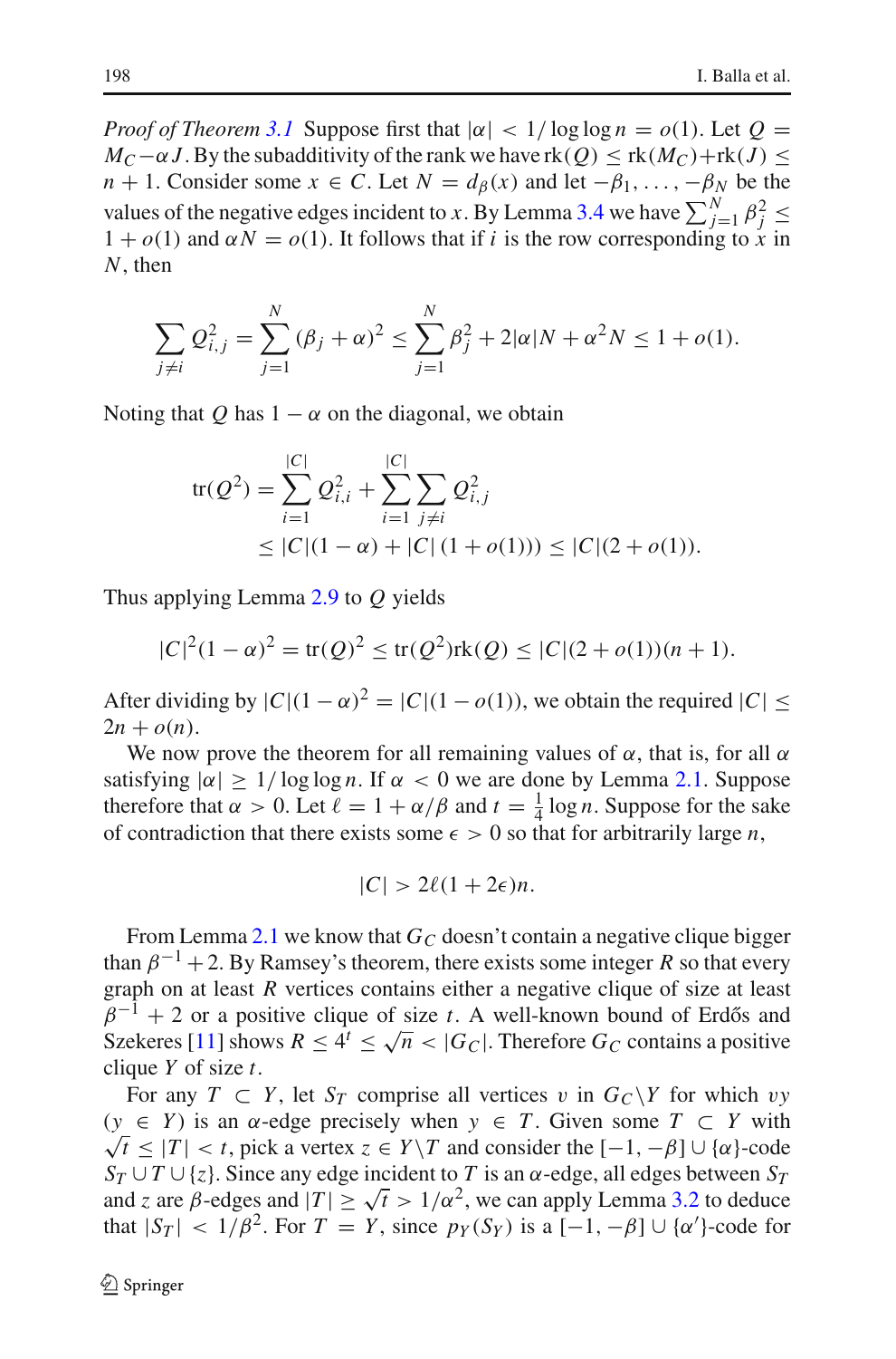*Proof of Theorem 3.1* Suppose first that $|\alpha| < 1/\log\log n = o(1)$. Let $Q = M_C - \alpha J$. By the subadditivity of the rank we have $\mathrm{rk}(Q) \le \mathrm{rk}(M_C) + \mathrm{rk}(J) \le n+1$. Consider some $x \in C$. Let $N = d_\beta(x)$ and let $-\beta_1, \ldots, -\beta_N$ be the values of the negative edges incident to $x$. By Lemma 3.4 we have $\sum_{j=1}^N \beta_j^2 \le 1 + o(1)$ and $\alpha N = o(1)$. It follows that if $i$ is the row corresponding to $x$ in $N$, then

$$\sum_{j \ne i} Q_{i,j}^2 = \sum_{j=1}^N (\beta_j + \alpha)^2 \le \sum_{j=1}^N \beta_j^2 + 2|\alpha| N + \alpha^2 N \le 1 + o(1).$$

Noting that $Q$ has $1-\alpha$ on the diagonal, we obtain

$$\begin{aligned}\mathrm{tr}(Q^2) &= \sum_{i=1}^{|C|} Q_{i,i}^2 + \sum_{i=1}^{|C|} \sum_{j \ne i} Q_{i,j}^2 \\ &\le |C|(1-\alpha) + |C|\,(1+o(1))) \le |C|(2+o(1)).\end{aligned}$$

Thus applying Lemma 2.9 to $Q$ yields

$$|C|^2(1-\alpha)^2 = \mathrm{tr}(Q)^2 \le \mathrm{tr}(Q^2)\mathrm{rk}(Q) \le |C|(2+o(1))(n+1).$$

After dividing by $|C|(1-\alpha)^2 = |C|(1-o(1))$, we obtain the required $|C| \le 2n + o(n)$.

We now prove the theorem for all remaining values of $\alpha$, that is, for all $\alpha$ satisfying $|\alpha| \ge 1/\log\log n$. If $\alpha < 0$ we are done by Lemma 2.1. Suppose therefore that $\alpha > 0$. Let $\ell = 1 + \alpha/\beta$ and $t = \frac{1}{4}\log n$. Suppose for the sake of contradiction that there exists some $\epsilon > 0$ so that for arbitrarily large $n$,

$$|C| > 2\ell(1+2\epsilon)n.$$

From Lemma 2.1 we know that $G_C$ doesn't contain a negative clique bigger than $\beta^{-1} + 2$. By Ramsey's theorem, there exists some integer $R$ so that every graph on at least $R$ vertices contains either a negative clique of size at least $\beta^{-1} + 2$ or a positive clique of size $t$. A well-known bound of Erdős and Szekeres [11] shows $R \le 4^t \le \sqrt{n} < |G_C|$. Therefore $G_C$ contains a positive clique $Y$ of size $t$.

For any $T \subset Y$, let $S_T$ comprise all vertices $v$ in $G_C \backslash Y$ for which $vy$ ($y \in Y$) is an $\alpha$-edge precisely when $y \in T$. Given some $T \subset Y$ with $\sqrt{t} \le |T| < t$, pick a vertex $z \in Y \backslash T$ and consider the $[-1, -\beta] \cup \{\alpha\}$-code $S_T \cup T \cup \{z\}$. Since any edge incident to $T$ is an $\alpha$-edge, all edges between $S_T$ and $z$ are $\beta$-edges and $|T| \ge \sqrt{t} > 1/\alpha^2$, we can apply Lemma 3.2 to deduce that $|S_T| < 1/\beta^2$. For $T = Y$, since $p_Y(S_Y)$ is a $[-1, -\beta] \cup \{\alpha'\}$-code for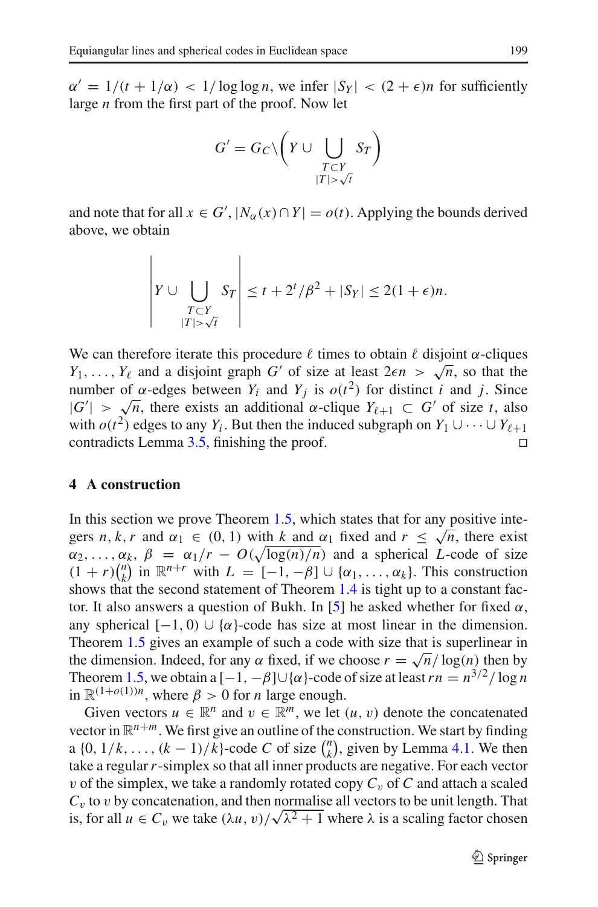$\alpha' = 1/(t + 1/\alpha) < 1/\log\log n$, we infer $|S_Y| < (2+\epsilon)n$ for sufficiently large $n$ from the first part of the proof. Now let

$$G' = G_C \setminus \left( Y \cup \bigcup_{\substack{T \subset Y \\ |T| > \sqrt{t}}} S_T \right)$$

and note that for all $x \in G'$, $|N_\alpha(x) \cap Y| = o(t)$. Applying the bounds derived above, we obtain

$$\left| Y \cup \bigcup_{\substack{T \subset Y \\ |T| > \sqrt{t}}} S_T \right| \leq t + 2^t/\beta^2 + |S_Y| \leq 2(1+\epsilon)n.$$

We can therefore iterate this procedure $\ell$ times to obtain $\ell$ disjoint $\alpha$-cliques $Y_1, \ldots, Y_\ell$ and a disjoint graph $G'$ of size at least $2\epsilon n > \sqrt{n}$, so that the number of $\alpha$-edges between $Y_i$ and $Y_j$ is $o(t^2)$ for distinct $i$ and $j$. Since $|G'| > \sqrt{n}$, there exists an additional $\alpha$-clique $Y_{\ell+1} \subset G'$ of size $t$, also with $o(t^2)$ edges to any $Y_i$. But then the induced subgraph on $Y_1 \cup \cdots \cup Y_{\ell+1}$ contradicts Lemma 3.5, finishing the proof. □

## 4 A construction

In this section we prove Theorem 1.5, which states that for any positive integers $n, k, r$ and $\alpha_1 \in (0, 1)$ with $k$ and $\alpha_1$ fixed and $r \leq \sqrt{n}$, there exist $\alpha_2, \ldots, \alpha_k$, $\beta = \alpha_1/r - O(\sqrt{\log(n)/n})$ and a spherical $L$-code of size $(1+r)\binom{n}{k}$ in $\mathbb{R}^{n+r}$ with $L = [-1, -\beta] \cup \{\alpha_1, \ldots, \alpha_k\}$. This construction shows that the second statement of Theorem 1.4 is tight up to a constant factor. It also answers a question of Bukh. In [5] he asked whether for fixed $\alpha$, any spherical $[-1, 0) \cup \{\alpha\}$-code has size at most linear in the dimension. Theorem 1.5 gives an example of such a code with size that is superlinear in the dimension. Indeed, for any $\alpha$ fixed, if we choose $r = \sqrt{n}/\log(n)$ then by Theorem 1.5, we obtain a $[-1, -\beta] \cup \{\alpha\}$-code of size at least $rn = n^{3/2}/\log n$ in $\mathbb{R}^{(1+o(1))n}$, where $\beta > 0$ for $n$ large enough.

Given vectors $u \in \mathbb{R}^n$ and $v \in \mathbb{R}^m$, we let $(u, v)$ denote the concatenated vector in $\mathbb{R}^{n+m}$. We first give an outline of the construction. We start by finding a $\{0, 1/k, \ldots, (k-1)/k\}$-code $C$ of size $\binom{n}{k}$, given by Lemma 4.1. We then take a regular $r$-simplex so that all inner products are negative. For each vector $v$ of the simplex, we take a randomly rotated copy $C_v$ of $C$ and attach a scaled $C_v$ to $v$ by concatenation, and then normalise all vectors to be unit length. That is, for all $u \in C_v$ we take $(\lambda u, v)/\sqrt{\lambda^2 + 1}$ where $\lambda$ is a scaling factor chosen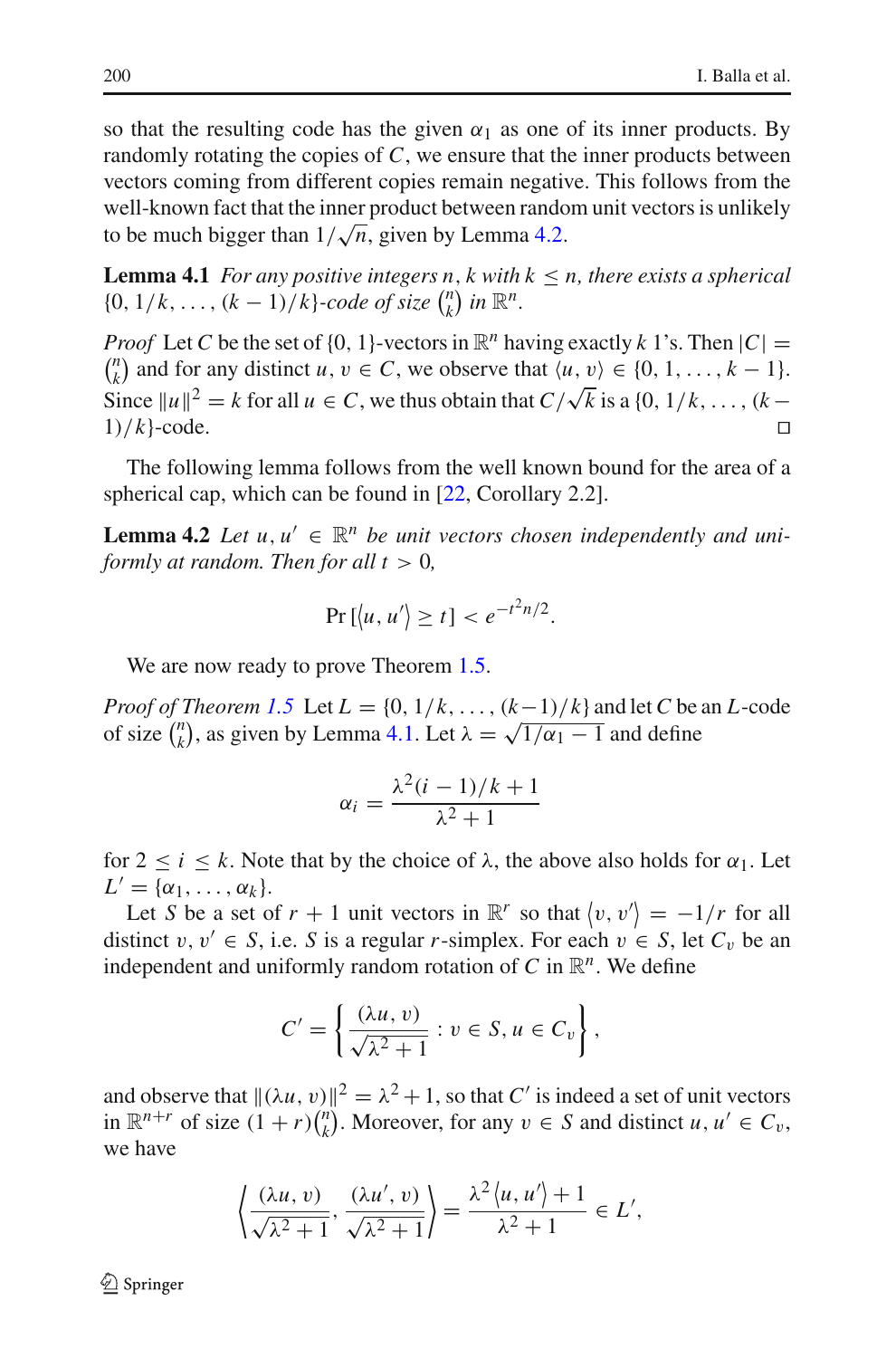so that the resulting code has the given $\alpha_1$ as one of its inner products. By randomly rotating the copies of $C$, we ensure that the inner products between vectors coming from different copies remain negative. This follows from the well-known fact that the inner product between random unit vectors is unlikely to be much bigger than $1/\sqrt{n}$, given by Lemma 4.2.

**Lemma 4.1** *For any positive integers $n, k$ with $k \leq n$, there exists a spherical $\{0, 1/k, \ldots, (k-1)/k\}$-code of size $\binom{n}{k}$ in $\mathbb{R}^n$.*

*Proof* Let $C$ be the set of $\{0, 1\}$-vectors in $\mathbb{R}^n$ having exactly $k$ 1's. Then $|C| = \binom{n}{k}$ and for any distinct $u, v \in C$, we observe that $\langle u, v \rangle \in \{0, 1, \ldots, k-1\}$. Since $\|u\|^2 = k$ for all $u \in C$, we thus obtain that $C/\sqrt{k}$ is a $\{0, 1/k, \ldots, (k-1)/k\}$-code. □

The following lemma follows from the well known bound for the area of a spherical cap, which can be found in [22, Corollary 2.2].

**Lemma 4.2** *Let $u, u' \in \mathbb{R}^n$ be unit vectors chosen independently and uniformly at random. Then for all $t > 0$,*

$$\Pr\left[\langle u, u' \rangle \geq t\right] < e^{-t^2 n/2}.$$

We are now ready to prove Theorem 1.5.

*Proof of Theorem 1.5* Let $L = \{0, 1/k, \ldots, (k-1)/k\}$ and let $C$ be an $L$-code of size $\binom{n}{k}$, as given by Lemma 4.1. Let $\lambda = \sqrt{1/\alpha_1 - 1}$ and define

$$\alpha_i = \frac{\lambda^2 (i-1)/k + 1}{\lambda^2 + 1}$$

for $2 \leq i \leq k$. Note that by the choice of $\lambda$, the above also holds for $\alpha_1$. Let $L' = \{\alpha_1, \ldots, \alpha_k\}$.

Let $S$ be a set of $r + 1$ unit vectors in $\mathbb{R}^r$ so that $\langle v, v' \rangle = -1/r$ for all distinct $v, v' \in S$, i.e. $S$ is a regular $r$-simplex. For each $v \in S$, let $C_v$ be an independent and uniformly random rotation of $C$ in $\mathbb{R}^n$. We define

$$C' = \left\{ \frac{(\lambda u, v)}{\sqrt{\lambda^2 + 1}} : v \in S, u \in C_v \right\},$$

and observe that $\|(\lambda u, v)\|^2 = \lambda^2 + 1$, so that $C'$ is indeed a set of unit vectors in $\mathbb{R}^{n+r}$ of size $(1 + r)\binom{n}{k}$. Moreover, for any $v \in S$ and distinct $u, u' \in C_v$, we have

$$\left\langle \frac{(\lambda u, v)}{\sqrt{\lambda^2 + 1}}, \frac{(\lambda u', v)}{\sqrt{\lambda^2 + 1}} \right\rangle = \frac{\lambda^2 \langle u, u' \rangle + 1}{\lambda^2 + 1} \in L',$$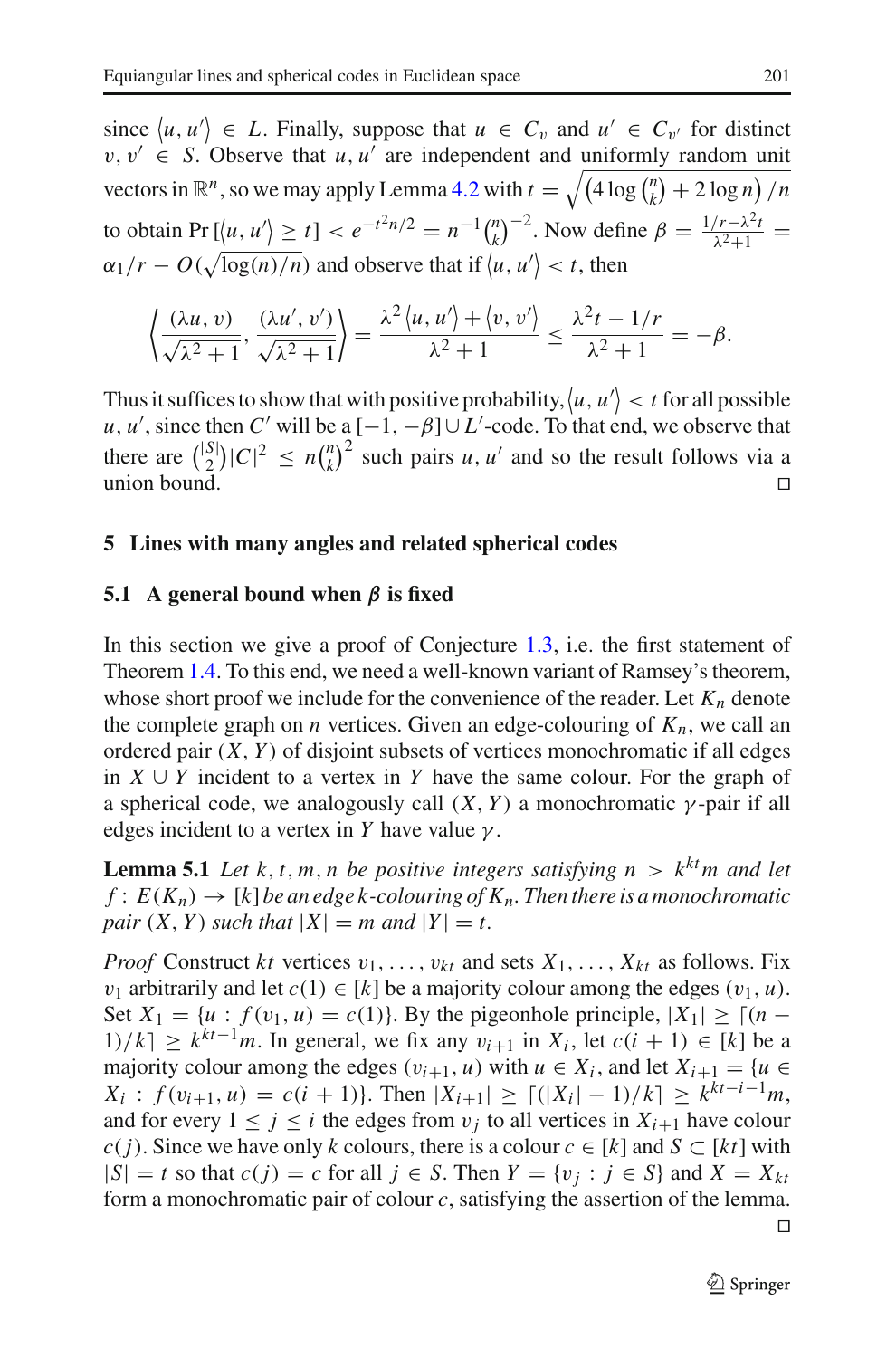since $\langle u, u' \rangle \in L$. Finally, suppose that $u \in C_v$ and $u' \in C_{v'}$ for distinct $v, v' \in S$. Observe that $u, u'$ are independent and uniformly random unit vectors in $\mathbb{R}^n$, so we may apply Lemma 4.2 with $t = \sqrt{\left(4 \log \binom{n}{k} + 2 \log n\right)/n}$ to obtain $\Pr\left[\langle u, u' \rangle \geq t\right] < e^{-t^2 n/2} = n^{-1}\binom{n}{k}^{-2}$. Now define $\beta = \frac{1/r - \lambda^2 t}{\lambda^2 + 1} = \alpha_1/r - O(\sqrt{\log(n)/n})$ and observe that if $\langle u, u' \rangle < t$, then

$$\left\langle \frac{(\lambda u, v)}{\sqrt{\lambda^2+1}}, \frac{(\lambda u', v')}{\sqrt{\lambda^2+1}} \right\rangle = \frac{\lambda^2 \langle u, u' \rangle + \langle v, v' \rangle}{\lambda^2 + 1} \leq \frac{\lambda^2 t - 1/r}{\lambda^2 + 1} = -\beta.$$

Thus it suffices to show that with positive probability, $\langle u, u' \rangle < t$ for all possible $u, u'$, since then $C'$ will be a $[-1, -\beta] \cup L'$-code. To that end, we observe that there are $\binom{|S|}{2}|C|^2 \leq n\binom{n}{k}^2$ such pairs $u, u'$ and so the result follows via a union bound. $\square$

## 5 Lines with many angles and related spherical codes

### 5.1 A general bound when $\beta$ is fixed

In this section we give a proof of Conjecture 1.3, i.e. the first statement of Theorem 1.4. To this end, we need a well-known variant of Ramsey's theorem, whose short proof we include for the convenience of the reader. Let $K_n$ denote the complete graph on $n$ vertices. Given an edge-colouring of $K_n$, we call an ordered pair $(X, Y)$ of disjoint subsets of vertices monochromatic if all edges in $X \cup Y$ incident to a vertex in $Y$ have the same colour. For the graph of a spherical code, we analogously call $(X, Y)$ a monochromatic $\gamma$-pair if all edges incident to a vertex in $Y$ have value $\gamma$.

**Lemma 5.1** *Let $k, t, m, n$ be positive integers satisfying $n > k^{kt}m$ and let $f : E(K_n) \to [k]$ be an edge $k$-colouring of $K_n$. Then there is a monochromatic pair $(X, Y)$ such that $|X| = m$ and $|Y| = t$.*

*Proof* Construct $kt$ vertices $v_1, \ldots, v_{kt}$ and sets $X_1, \ldots, X_{kt}$ as follows. Fix $v_1$ arbitrarily and let $c(1) \in [k]$ be a majority colour among the edges $(v_1, u)$. Set $X_1 = \{u : f(v_1, u) = c(1)\}$. By the pigeonhole principle, $|X_1| \geq \lceil (n-1)/k \rceil \geq k^{kt-1}m$. In general, we fix any $v_{i+1}$ in $X_i$, let $c(i+1) \in [k]$ be a majority colour among the edges $(v_{i+1}, u)$ with $u \in X_i$, and let $X_{i+1} = \{u \in X_i : f(v_{i+1}, u) = c(i+1)\}$. Then $|X_{i+1}| \geq \lceil (|X_i| - 1)/k \rceil \geq k^{kt-i-1}m$, and for every $1 \leq j \leq i$ the edges from $v_j$ to all vertices in $X_{i+1}$ have colour $c(j)$. Since we have only $k$ colours, there is a colour $c \in [k]$ and $S \subset [kt]$ with $|S| = t$ so that $c(j) = c$ for all $j \in S$. Then $Y = \{v_j : j \in S\}$ and $X = X_{kt}$ form a monochromatic pair of colour $c$, satisfying the assertion of the lemma. $\square$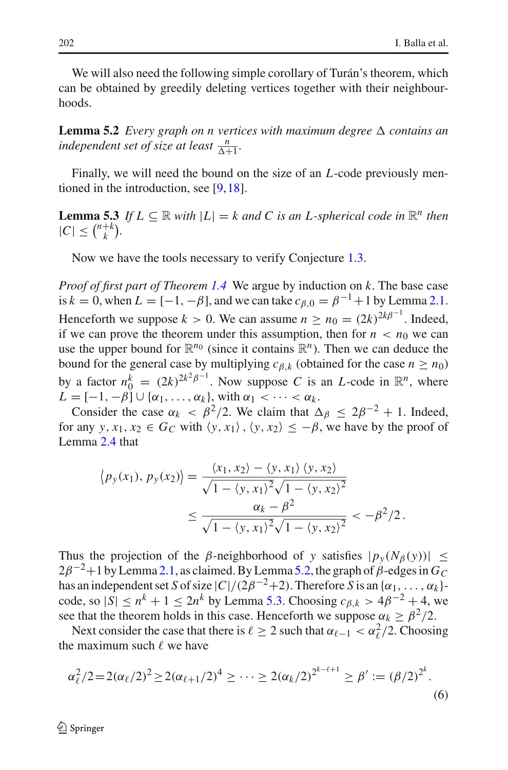We will also need the following simple corollary of Turán's theorem, which can be obtained by greedily deleting vertices together with their neighbourhoods.

**Lemma 5.2** *Every graph on $n$ vertices with maximum degree $\Delta$ contains an independent set of size at least $\frac{n}{\Delta+1}$.*

Finally, we will need the bound on the size of an $L$-code previously mentioned in the introduction, see [9,18].

**Lemma 5.3** *If $L \subseteq \mathbb{R}$ with $|L| = k$ and $C$ is an $L$-spherical code in $\mathbb{R}^n$ then $|C| \leq \binom{n+k}{k}$.*

Now we have the tools necessary to verify Conjecture 1.3.

*Proof of first part of Theorem 1.4* We argue by induction on $k$. The base case is $k = 0$, when $L = [-1, -\beta]$, and we can take $c_{\beta,0} = \beta^{-1} + 1$ by Lemma 2.1. Henceforth we suppose $k > 0$. We can assume $n \geq n_0 = (2k)^{2k\beta^{-1}}$. Indeed, if we can prove the theorem under this assumption, then for $n < n_0$ we can use the upper bound for $\mathbb{R}^{n_0}$ (since it contains $\mathbb{R}^n$). Then we can deduce the bound for the general case by multiplying $c_{\beta,k}$ (obtained for the case $n \geq n_0$) by a factor $n_0^k = (2k)^{2k^2\beta^{-1}}$. Now suppose $C$ is an $L$-code in $\mathbb{R}^n$, where $L = [-1, -\beta] \cup \{\alpha_1, \ldots, \alpha_k\}$, with $\alpha_1 < \cdots < \alpha_k$.

Consider the case $\alpha_k < \beta^2/2$. We claim that $\Delta_\beta \leq 2\beta^{-2} + 1$. Indeed, for any $y, x_1, x_2 \in G_C$ with $\langle y, x_1 \rangle, \langle y, x_2 \rangle \leq -\beta$, we have by the proof of Lemma 2.4 that

$$\begin{aligned}\langle p_y(x_1), p_y(x_2) \rangle &= \frac{\langle x_1, x_2 \rangle - \langle y, x_1 \rangle \langle y, x_2 \rangle}{\sqrt{1 - \langle y, x_1 \rangle^2}\sqrt{1 - \langle y, x_2 \rangle^2}} \\ &\leq \frac{\alpha_k - \beta^2}{\sqrt{1 - \langle y, x_1 \rangle^2}\sqrt{1 - \langle y, x_2 \rangle^2}} < -\beta^2/2\,.\end{aligned}$$

Thus the projection of the $\beta$-neighborhood of $y$ satisfies $|p_y(N_\beta(y))| \leq 2\beta^{-2}+1$ by Lemma 2.1, as claimed. By Lemma 5.2, the graph of $\beta$-edges in $G_C$ has an independent set $S$ of size $|C|/(2\beta^{-2}+2)$. Therefore $S$ is an $\{\alpha_1, \ldots, \alpha_k\}$-code, so $|S| \leq n^k + 1 \leq 2n^k$ by Lemma 5.3. Choosing $c_{\beta,k} > 4\beta^{-2} + 4$, we see that the theorem holds in this case. Henceforth we suppose $\alpha_k \geq \beta^2/2$.

Next consider the case that there is $\ell \geq 2$ such that $\alpha_{\ell-1} < \alpha_\ell^2/2$. Choosing the maximum such $\ell$ we have

$$\alpha_\ell^2/2 = 2(\alpha_\ell/2)^2 \geq 2(\alpha_{\ell+1}/2)^4 \geq \cdots \geq 2(\alpha_k/2)^{2^{k-\ell+1}} \geq \beta' := (\beta/2)^{2^k}. \tag{6}$$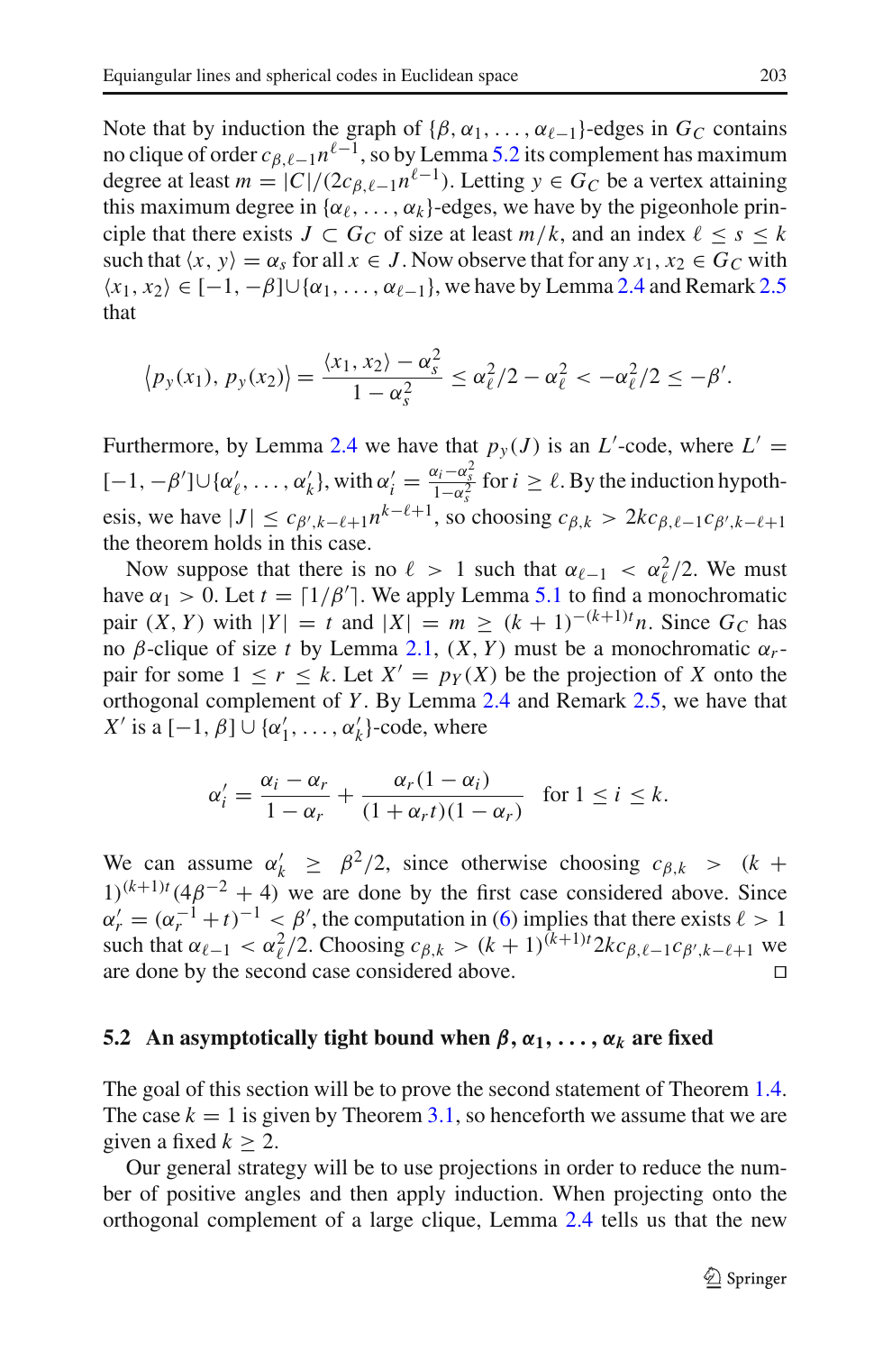Note that by induction the graph of $\{\beta, \alpha_1, \ldots, \alpha_{\ell-1}\}$-edges in $G_C$ contains no clique of order $c_{\beta,\ell-1}n^{\ell-1}$, so by Lemma 5.2 its complement has maximum degree at least $m = |C|/(2c_{\beta,\ell-1}n^{\ell-1})$. Letting $y \in G_C$ be a vertex attaining this maximum degree in $\{\alpha_\ell, \ldots, \alpha_k\}$-edges, we have by the pigeonhole principle that there exists $J \subset G_C$ of size at least $m/k$, and an index $\ell \le s \le k$ such that $\langle x, y\rangle = \alpha_s$ for all $x \in J$. Now observe that for any $x_1, x_2 \in G_C$ with $\langle x_1, x_2\rangle \in [-1, -\beta] \cup \{\alpha_1, \ldots, \alpha_{\ell-1}\}$, we have by Lemma 2.4 and Remark 2.5 that

$$\left\langle p_y(x_1), p_y(x_2)\right\rangle = \frac{\langle x_1, x_2\rangle - \alpha_s^2}{1-\alpha_s^2} \le \alpha_\ell^2/2 - \alpha_\ell^2 < -\alpha_\ell^2/2 \le -\beta'.$$

Furthermore, by Lemma 2.4 we have that $p_y(J)$ is an $L'$-code, where $L' = [-1, -\beta'] \cup \{\alpha'_\ell, \ldots, \alpha'_k\}$, with $\alpha'_i = \frac{\alpha_i - \alpha_s^2}{1-\alpha_s^2}$ for $i \ge \ell$. By the induction hypothesis, we have $|J| \le c_{\beta',k-\ell+1}n^{k-\ell+1}$, so choosing $c_{\beta,k} > 2kc_{\beta,\ell-1}c_{\beta',k-\ell+1}$ the theorem holds in this case.

Now suppose that there is no $\ell > 1$ such that $\alpha_{\ell-1} < \alpha_\ell^2/2$. We must have $\alpha_1 > 0$. Let $t = \lceil 1/\beta' \rceil$. We apply Lemma 5.1 to find a monochromatic pair $(X, Y)$ with $|Y| = t$ and $|X| = m \ge (k+1)^{-(k+1)t}n$. Since $G_C$ has no $\beta$-clique of size $t$ by Lemma 2.1, $(X, Y)$ must be a monochromatic $\alpha_r$-pair for some $1 \le r \le k$. Let $X' = p_Y(X)$ be the projection of $X$ onto the orthogonal complement of $Y$. By Lemma 2.4 and Remark 2.5, we have that $X'$ is a $[-1, \beta] \cup \{\alpha'_1, \ldots, \alpha'_k\}$-code, where

$$\alpha'_i = \frac{\alpha_i - \alpha_r}{1-\alpha_r} + \frac{\alpha_r(1-\alpha_i)}{(1+\alpha_r t)(1-\alpha_r)} \quad \text{for } 1 \le i \le k.$$

We can assume $\alpha'_k \ge \beta^2/2$, since otherwise choosing $c_{\beta,k} > (k+1)^{(k+1)t}(4\beta^{-2}+4)$ we are done by the first case considered above. Since $\alpha'_r = (\alpha_r^{-1}+t)^{-1} < \beta'$, the computation in (6) implies that there exists $\ell > 1$ such that $\alpha_{\ell-1} < \alpha_\ell^2/2$. Choosing $c_{\beta,k} > (k+1)^{(k+1)t}2kc_{\beta,\ell-1}c_{\beta',k-\ell+1}$ we are done by the second case considered above. □

### 5.2 An asymptotically tight bound when $\beta, \alpha_1, \ldots, \alpha_k$ are fixed

The goal of this section will be to prove the second statement of Theorem 1.4. The case $k = 1$ is given by Theorem 3.1, so henceforth we assume that we are given a fixed $k \ge 2$.

Our general strategy will be to use projections in order to reduce the number of positive angles and then apply induction. When projecting onto the orthogonal complement of a large clique, Lemma 2.4 tells us that the new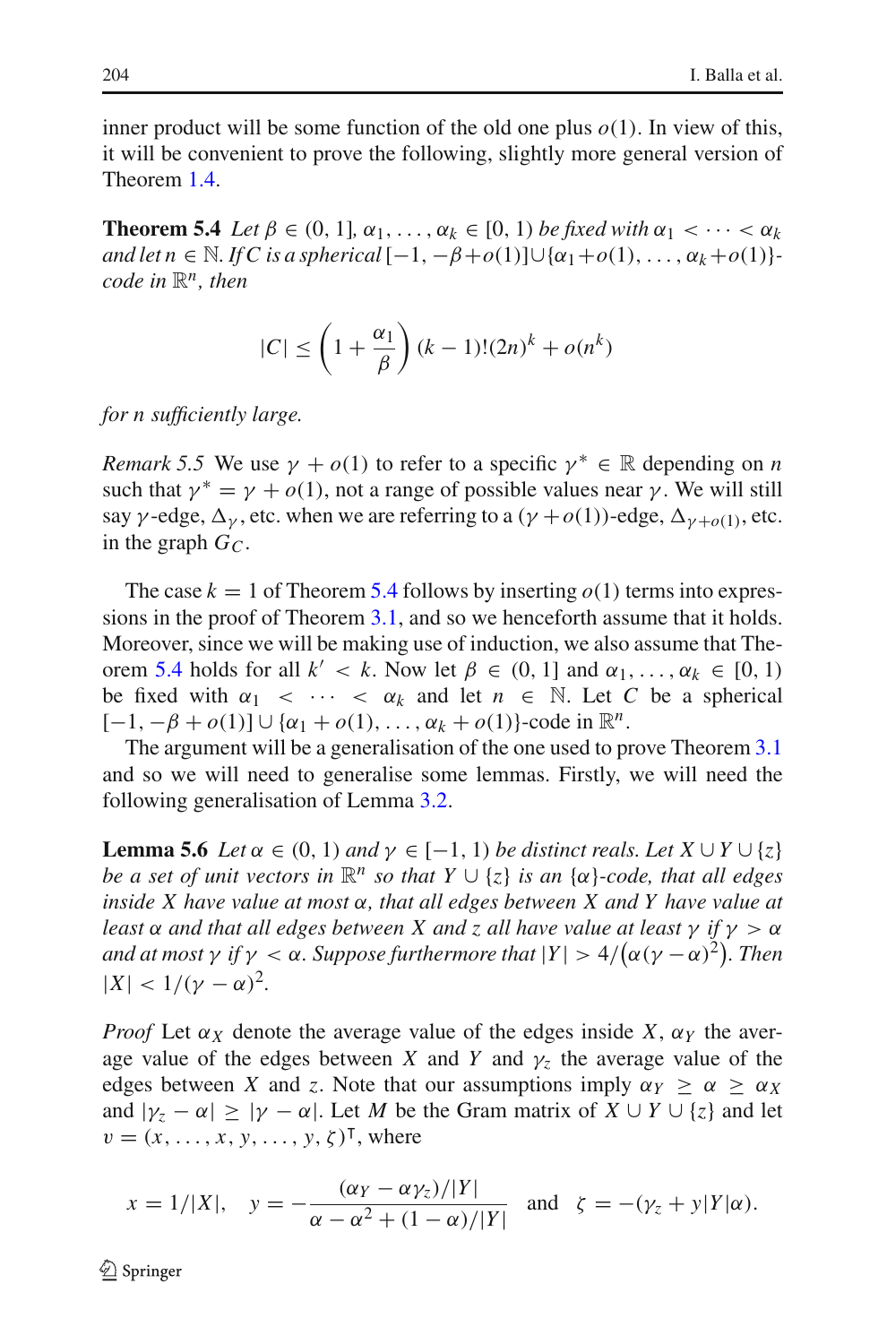inner product will be some function of the old one plus $o(1)$. In view of this, it will be convenient to prove the following, slightly more general version of Theorem 1.4.

**Theorem 5.4** *Let $\beta \in (0, 1]$, $\alpha_1, \ldots, \alpha_k \in [0, 1)$ be fixed with $\alpha_1 < \cdots < \alpha_k$ and let $n \in \mathbb{N}$. If $C$ is a spherical $[-1, -\beta + o(1)] \cup \{\alpha_1 + o(1), \ldots, \alpha_k + o(1)\}$-code in $\mathbb{R}^n$, then*

$$|C| \leq \left(1 + \frac{\alpha_1}{\beta}\right)(k-1)!(2n)^k + o(n^k)$$

*for $n$ sufficiently large.*

*Remark 5.5* We use $\gamma + o(1)$ to refer to a specific $\gamma^* \in \mathbb{R}$ depending on $n$ such that $\gamma^* = \gamma + o(1)$, not a range of possible values near $\gamma$. We will still say $\gamma$-edge, $\Delta_\gamma$, etc. when we are referring to a $(\gamma + o(1))$-edge, $\Delta_{\gamma+o(1)}$, etc. in the graph $G_C$.

The case $k = 1$ of Theorem 5.4 follows by inserting $o(1)$ terms into expressions in the proof of Theorem 3.1, and so we henceforth assume that it holds. Moreover, since we will be making use of induction, we also assume that Theorem 5.4 holds for all $k' < k$. Now let $\beta \in (0, 1]$ and $\alpha_1, \ldots, \alpha_k \in [0, 1)$ be fixed with $\alpha_1 < \cdots < \alpha_k$ and let $n \in \mathbb{N}$. Let $C$ be a spherical $[-1, -\beta + o(1)] \cup \{\alpha_1 + o(1), \ldots, \alpha_k + o(1)\}$-code in $\mathbb{R}^n$.

The argument will be a generalisation of the one used to prove Theorem 3.1 and so we will need to generalise some lemmas. Firstly, we will need the following generalisation of Lemma 3.2.

**Lemma 5.6** *Let $\alpha \in (0, 1)$ and $\gamma \in [-1, 1)$ be distinct reals. Let $X \cup Y \cup \{z\}$ be a set of unit vectors in $\mathbb{R}^n$ so that $Y \cup \{z\}$ is an $\{\alpha\}$-code, that all edges inside $X$ have value at most $\alpha$, that all edges between $X$ and $Y$ have value at least $\alpha$ and that all edges between $X$ and $z$ all have value at least $\gamma$ if $\gamma > \alpha$ and at most $\gamma$ if $\gamma < \alpha$. Suppose furthermore that $|Y| > 4/\big(\alpha(\gamma - \alpha)^2\big)$. Then $|X| < 1/(\gamma - \alpha)^2$.*

*Proof* Let $\alpha_X$ denote the average value of the edges inside $X$, $\alpha_Y$ the average value of the edges between $X$ and $Y$ and $\gamma_z$ the average value of the edges between $X$ and $z$. Note that our assumptions imply $\alpha_Y \geq \alpha \geq \alpha_X$ and $|\gamma_z - \alpha| \geq |\gamma - \alpha|$. Let $M$ be the Gram matrix of $X \cup Y \cup \{z\}$ and let $v = (x, \ldots, x, y, \ldots, y, \zeta)^\intercal$, where

$$x = 1/|X|, \quad y = -\frac{(\alpha_Y - \alpha\gamma_z)/|Y|}{\alpha - \alpha^2 + (1-\alpha)/|Y|} \quad \text{and} \quad \zeta = -(\gamma_z + y|Y|\alpha).$$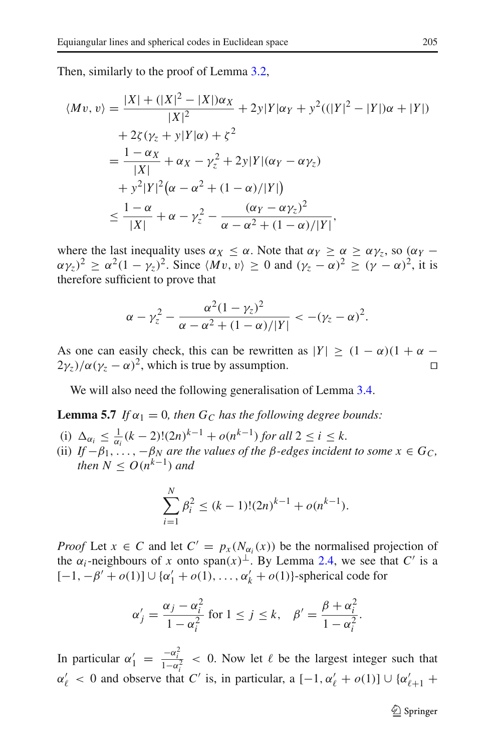Then, similarly to the proof of Lemma 3.2,

$$
\begin{aligned}
\langle Mv, v\rangle &= \frac{|X| + (|X|^2 - |X|)\alpha_X}{|X|^2} + 2y|Y|\alpha_Y + y^2((|Y|^2 - |Y|)\alpha + |Y|) \\
&\quad + 2\zeta(\gamma_z + y|Y|\alpha) + \zeta^2 \\
&= \frac{1-\alpha_X}{|X|} + \alpha_X - \gamma_z^2 + 2y|Y|(\alpha_Y - \alpha\gamma_z) \\
&\quad + y^2|Y|^2\big(\alpha - \alpha^2 + (1-\alpha)/|Y|\big) \\
&\le \frac{1-\alpha}{|X|} + \alpha - \gamma_z^2 - \frac{(\alpha_Y - \alpha\gamma_z)^2}{\alpha - \alpha^2 + (1-\alpha)/|Y|},
\end{aligned}
$$

where the last inequality uses $\alpha_X \le \alpha$. Note that $\alpha_Y \ge \alpha \ge \alpha\gamma_z$, so $(\alpha_Y - \alpha\gamma_z)^2 \ge \alpha^2(1-\gamma_z)^2$. Since $\langle Mv, v\rangle \ge 0$ and $(\gamma_z - \alpha)^2 \ge (\gamma - \alpha)^2$, it is therefore sufficient to prove that

$$
\alpha - \gamma_z^2 - \frac{\alpha^2(1-\gamma_z)^2}{\alpha - \alpha^2 + (1-\alpha)/|Y|} < -(\gamma_z - \alpha)^2.
$$

As one can easily check, this can be rewritten as $|Y| \ge (1-\alpha)(1+\alpha - 2\gamma_z)/\alpha(\gamma_z - \alpha)^2$, which is true by assumption. □

We will also need the following generalisation of Lemma 3.4.

**Lemma 5.7** *If $\alpha_1 = 0$, then $G_C$ has the following degree bounds:*

(i) $\Delta_{\alpha_i} \le \frac{1}{\alpha_i}(k-2)!(2n)^{k-1} + o(n^{k-1})$ *for all* $2 \le i \le k$.
(ii) *If $-\beta_1, \dots, -\beta_N$ are the values of the $\beta$-edges incident to some $x \in G_C$, then $N \le O(n^{k-1})$ and*

$$
\sum_{i=1}^{N} \beta_i^2 \le (k-1)!(2n)^{k-1} + o(n^{k-1}).
$$

*Proof* Let $x \in C$ and let $C' = p_x(N_{\alpha_i}(x))$ be the normalised projection of the $\alpha_i$-neighbours of $x$ onto $\operatorname{span}(x)^\perp$. By Lemma 2.4, we see that $C'$ is a $[-1, -\beta' + o(1)] \cup \{\alpha_1' + o(1), \dots, \alpha_k' + o(1)\}$-spherical code for

$$
\alpha_j' = \frac{\alpha_j - \alpha_i^2}{1 - \alpha_i^2} \text{ for } 1 \le j \le k, \quad \beta' = \frac{\beta + \alpha_i^2}{1 - \alpha_i^2}.
$$

In particular $\alpha_1' = \frac{-\alpha_i^2}{1-\alpha_i^2} < 0$. Now let $\ell$ be the largest integer such that $\alpha_\ell' < 0$ and observe that $C'$ is, in particular, a $[-1, \alpha_\ell' + o(1)] \cup \{\alpha_{\ell+1}' +$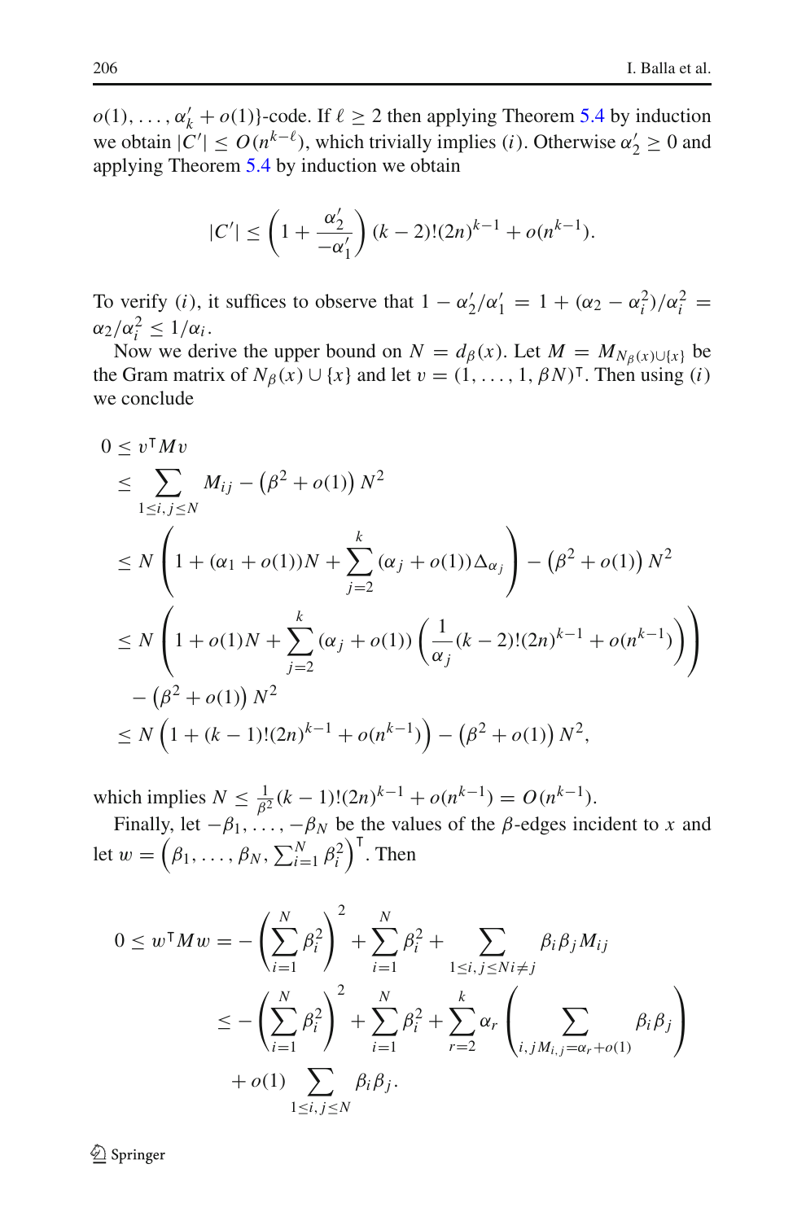$o(1), \ldots, \alpha'_k + o(1)\}$-code. If $\ell \geq 2$ then applying Theorem 5.4 by induction we obtain $|C'| \leq O(n^{k-\ell})$, which trivially implies $(i)$. Otherwise $\alpha'_2 \geq 0$ and applying Theorem 5.4 by induction we obtain

$$|C'| \leq \left(1 + \frac{\alpha'_2}{-\alpha'_1}\right)(k-2)!(2n)^{k-1} + o(n^{k-1}).$$

To verify $(i)$, it suffices to observe that $1 - \alpha'_2/\alpha'_1 = 1 + (\alpha_2 - \alpha_i^2)/\alpha_i^2 = \alpha_2/\alpha_i^2 \leq 1/\alpha_i$.

Now we derive the upper bound on $N = d_\beta(x)$. Let $M = M_{N_\beta(x)\cup\{x\}}$ be the Gram matrix of $N_\beta(x) \cup \{x\}$ and let $v = (1, \ldots, 1, \beta N)^\intercal$. Then using $(i)$ we conclude

$$\begin{aligned}
0 &\leq v^\intercal M v \\
&\leq \sum_{1\leq i,j\leq N} M_{ij} - \left(\beta^2 + o(1)\right) N^2 \\
&\leq N\left(1 + (\alpha_1 + o(1))N + \sum_{j=2}^{k} (\alpha_j + o(1))\Delta_{\alpha_j}\right) - \left(\beta^2 + o(1)\right) N^2 \\
&\leq N\left(1 + o(1)N + \sum_{j=2}^{k} (\alpha_j + o(1))\left(\frac{1}{\alpha_j}(k-2)!(2n)^{k-1} + o(n^{k-1})\right)\right) \\
&\quad - \left(\beta^2 + o(1)\right) N^2 \\
&\leq N\left(1 + (k-1)!(2n)^{k-1} + o(n^{k-1})\right) - \left(\beta^2 + o(1)\right) N^2,
\end{aligned}$$

which implies $N \leq \frac{1}{\beta^2}(k-1)!(2n)^{k-1} + o(n^{k-1}) = O(n^{k-1})$.

Finally, let $-\beta_1, \ldots, -\beta_N$ be the values of the $\beta$-edges incident to $x$ and let $w = \left(\beta_1, \ldots, \beta_N, \sum_{i=1}^{N} \beta_i^2\right)^\intercal$. Then

$$\begin{aligned}
0 \leq w^\intercal M w &= -\left(\sum_{i=1}^{N} \beta_i^2\right)^2 + \sum_{i=1}^{N} \beta_i^2 + \sum_{1\leq i,j\leq N i\neq j} \beta_i\beta_j M_{ij} \\
&\leq -\left(\sum_{i=1}^{N} \beta_i^2\right)^2 + \sum_{i=1}^{N} \beta_i^2 + \sum_{r=2}^{k} \alpha_r \left(\sum_{i,j M_{i,j}=\alpha_r+o(1)} \beta_i\beta_j\right) \\
&\quad + o(1) \sum_{1\leq i,j\leq N} \beta_i\beta_j.
\end{aligned}$$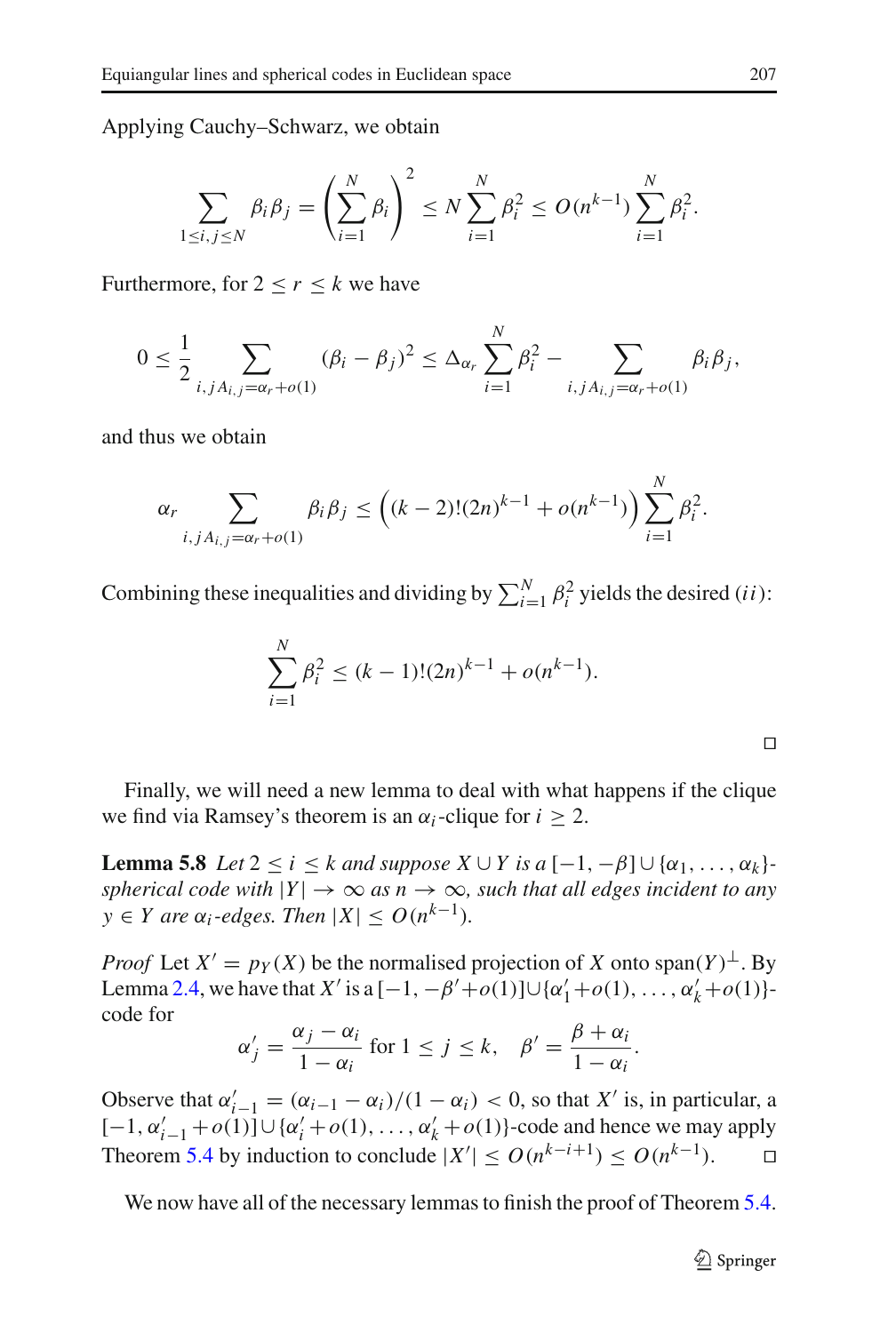Applying Cauchy–Schwarz, we obtain

$$\sum_{1 \le i,j \le N} \beta_i \beta_j = \left( \sum_{i=1}^{N} \beta_i \right)^2 \le N \sum_{i=1}^{N} \beta_i^2 \le O(n^{k-1}) \sum_{i=1}^{N} \beta_i^2.$$

Furthermore, for $2 \le r \le k$ we have

$$0 \le \frac{1}{2} \sum_{i,j A_{i,j} = \alpha_r + o(1)} (\beta_i - \beta_j)^2 \le \Delta_{\alpha_r} \sum_{i=1}^{N} \beta_i^2 - \sum_{i,j A_{i,j} = \alpha_r + o(1)} \beta_i \beta_j,$$

and thus we obtain

$$\alpha_r \sum_{i,j A_{i,j} = \alpha_r + o(1)} \beta_i \beta_j \le \left( (k-2)!(2n)^{k-1} + o(n^{k-1}) \right) \sum_{i=1}^{N} \beta_i^2.$$

Combining these inequalities and dividing by $\sum_{i=1}^{N} \beta_i^2$ yields the desired $(ii)$:

$$\sum_{i=1}^{N} \beta_i^2 \le (k-1)!(2n)^{k-1} + o(n^{k-1}).$$

□

Finally, we will need a new lemma to deal with what happens if the clique we find via Ramsey's theorem is an $\alpha_i$-clique for $i \ge 2$.

**Lemma 5.8** *Let $2 \le i \le k$ and suppose $X \cup Y$ is a $[-1, -\beta] \cup \{\alpha_1, \ldots, \alpha_k\}$-spherical code with $|Y| \to \infty$ as $n \to \infty$, such that all edges incident to any $y \in Y$ are $\alpha_i$-edges. Then $|X| \le O(n^{k-1})$.*

*Proof* Let $X' = p_Y(X)$ be the normalised projection of $X$ onto $\text{span}(Y)^{\perp}$. By Lemma 2.4, we have that $X'$ is a $[-1, -\beta' + o(1)] \cup \{\alpha'_1 + o(1), \ldots, \alpha'_k + o(1)\}$-code for

$$\alpha'_j = \frac{\alpha_j - \alpha_i}{1 - \alpha_i} \text{ for } 1 \le j \le k, \quad \beta' = \frac{\beta + \alpha_i}{1 - \alpha_i}.$$

Observe that $\alpha'_{i-1} = (\alpha_{i-1} - \alpha_i)/(1 - \alpha_i) < 0$, so that $X'$ is, in particular, a $[-1, \alpha'_{i-1} + o(1)] \cup \{\alpha'_i + o(1), \ldots, \alpha'_k + o(1)\}$-code and hence we may apply Theorem 5.4 by induction to conclude $|X'| \le O(n^{k-i+1}) \le O(n^{k-1})$. □

We now have all of the necessary lemmas to finish the proof of Theorem 5.4.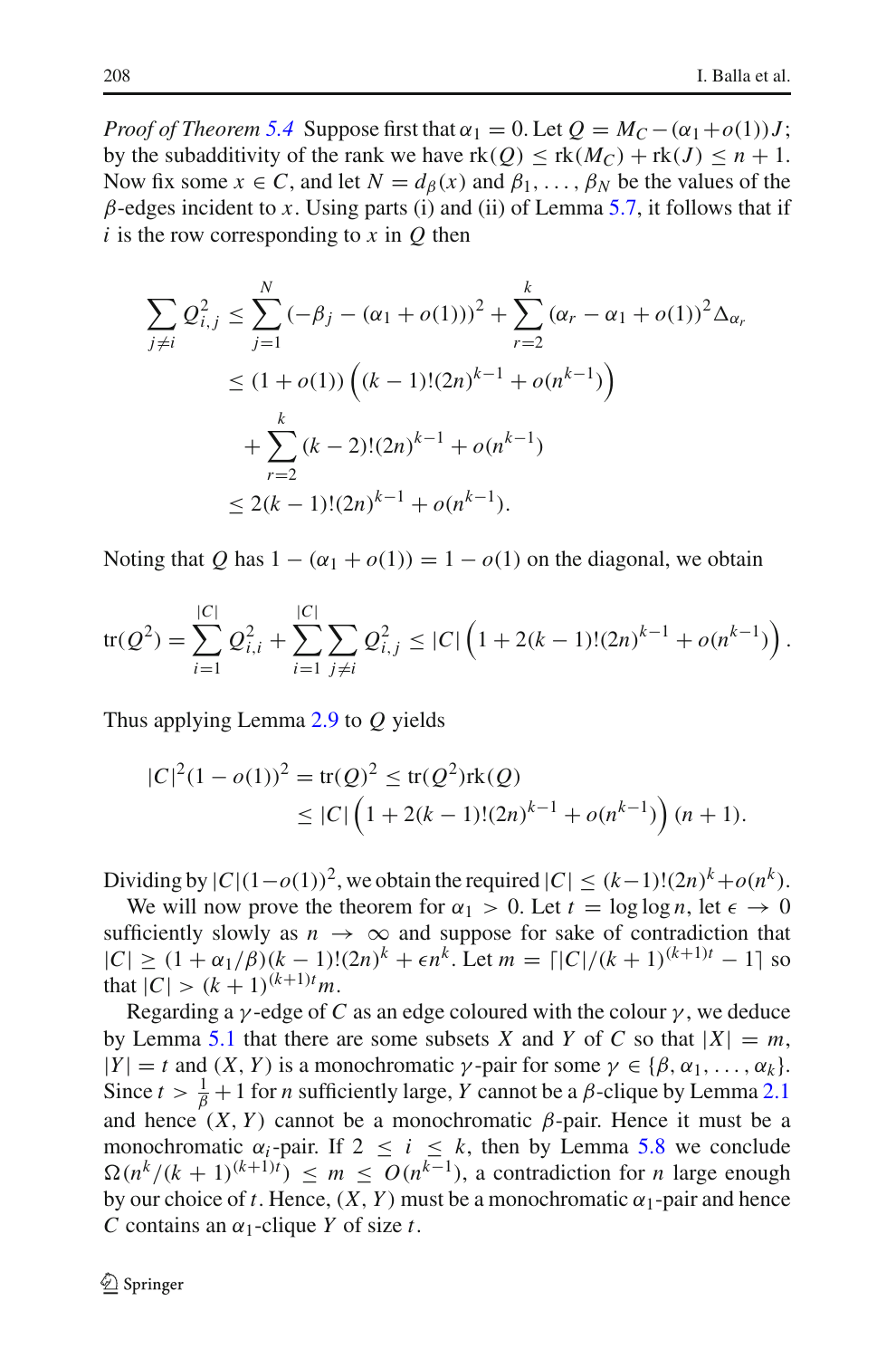*Proof of Theorem 5.4* Suppose first that $\alpha_1 = 0$. Let $Q = M_C - (\alpha_1 + o(1))J$; by the subadditivity of the rank we have $\text{rk}(Q) \leq \text{rk}(M_C) + \text{rk}(J) \leq n+1$. Now fix some $x \in C$, and let $N = d_\beta(x)$ and $\beta_1, \ldots, \beta_N$ be the values of the $\beta$-edges incident to $x$. Using parts (i) and (ii) of Lemma 5.7, it follows that if $i$ is the row corresponding to $x$ in $Q$ then

$$
\begin{aligned}
\sum_{j \neq i} Q_{i,j}^2 &\leq \sum_{j=1}^{N} (-\beta_j - (\alpha_1 + o(1)))^2 + \sum_{r=2}^{k} (\alpha_r - \alpha_1 + o(1))^2 \Delta_{\alpha_r} \\
&\leq (1 + o(1)) \left( (k-1)!(2n)^{k-1} + o(n^{k-1}) \right) \\
&\quad + \sum_{r=2}^{k} (k-2)!(2n)^{k-1} + o(n^{k-1}) \\
&\leq 2(k-1)!(2n)^{k-1} + o(n^{k-1}).
\end{aligned}
$$

Noting that $Q$ has $1 - (\alpha_1 + o(1)) = 1 - o(1)$ on the diagonal, we obtain

$$
\text{tr}(Q^2) = \sum_{i=1}^{|C|} Q_{i,i}^2 + \sum_{i=1}^{|C|} \sum_{j \neq i} Q_{i,j}^2 \leq |C| \left( 1 + 2(k-1)!(2n)^{k-1} + o(n^{k-1}) \right).
$$

Thus applying Lemma 2.9 to $Q$ yields

$$
\begin{aligned}
|C|^2(1 - o(1))^2 = \text{tr}(Q)^2 &\leq \text{tr}(Q^2)\text{rk}(Q) \\
&\leq |C| \left( 1 + 2(k-1)!(2n)^{k-1} + o(n^{k-1}) \right) (n+1).
\end{aligned}
$$

Dividing by $|C|(1-o(1))^2$, we obtain the required $|C| \leq (k-1)!(2n)^k + o(n^k)$.

We will now prove the theorem for $\alpha_1 > 0$. Let $t = \log \log n$, let $\epsilon \to 0$ sufficiently slowly as $n \to \infty$ and suppose for sake of contradiction that $|C| \geq (1 + \alpha_1/\beta)(k-1)!(2n)^k + \epsilon n^k$. Let $m = \lceil |C|/(k+1)^{(k+1)t} - 1 \rceil$ so that $|C| > (k+1)^{(k+1)t} m$.

Regarding a $\gamma$-edge of $C$ as an edge coloured with the colour $\gamma$, we deduce by Lemma 5.1 that there are some subsets $X$ and $Y$ of $C$ so that $|X| = m$, $|Y| = t$ and $(X, Y)$ is a monochromatic $\gamma$-pair for some $\gamma \in \{\beta, \alpha_1, \ldots, \alpha_k\}$. Since $t > \frac{1}{\beta} + 1$ for $n$ sufficiently large, $Y$ cannot be a $\beta$-clique by Lemma 2.1 and hence $(X, Y)$ cannot be a monochromatic $\beta$-pair. Hence it must be a monochromatic $\alpha_i$-pair. If $2 \leq i \leq k$, then by Lemma 5.8 we conclude $\Omega(n^k/(k+1)^{(k+1)t}) \leq m \leq O(n^{k-1})$, a contradiction for $n$ large enough by our choice of $t$. Hence, $(X, Y)$ must be a monochromatic $\alpha_1$-pair and hence $C$ contains an $\alpha_1$-clique $Y$ of size $t$.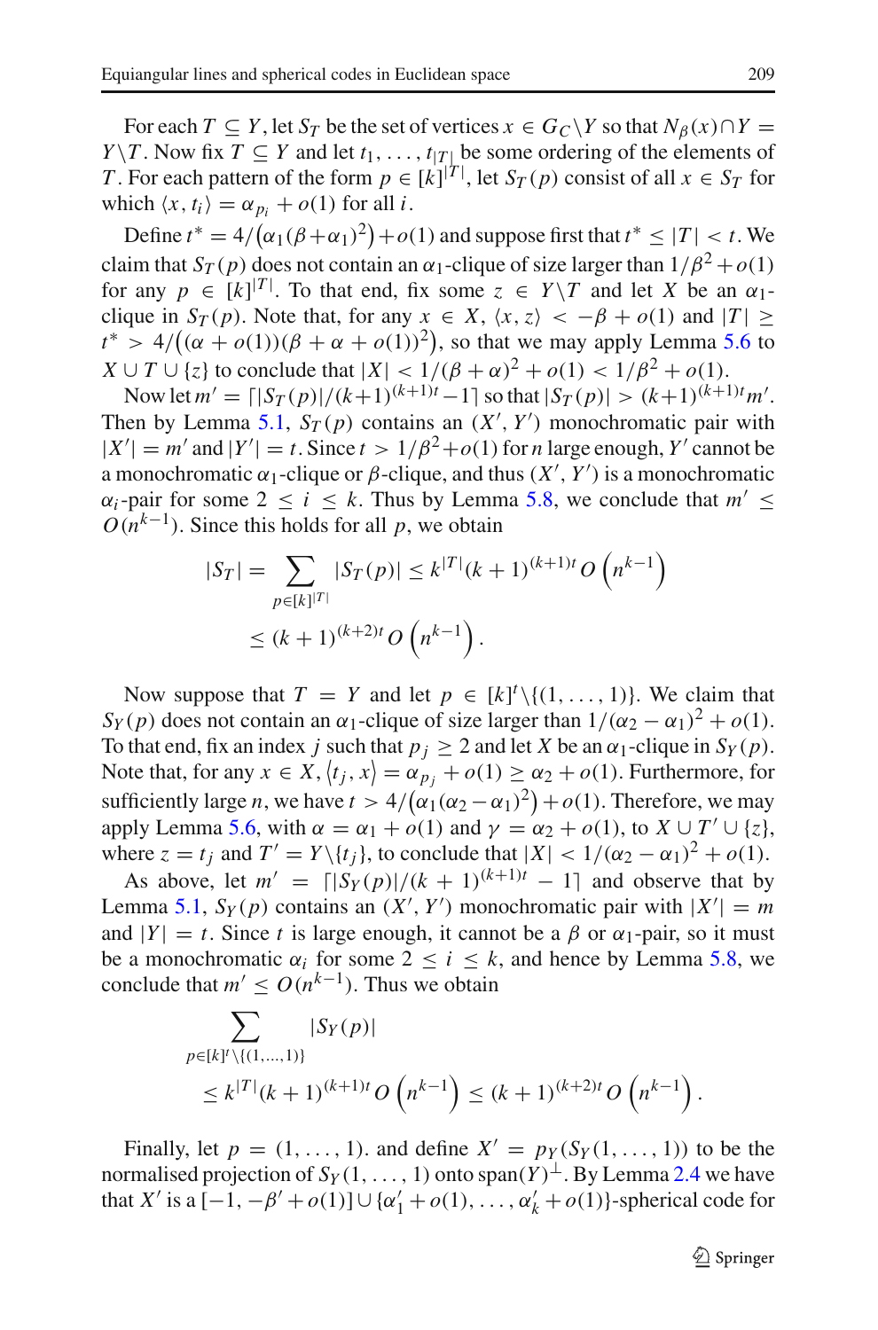For each $T \subseteq Y$, let $S_T$ be the set of vertices $x \in G_C \backslash Y$ so that $N_\beta(x) \cap Y = Y \backslash T$. Now fix $T \subseteq Y$ and let $t_1, \ldots, t_{|T|}$ be some ordering of the elements of $T$. For each pattern of the form $p \in [k]^{|T|}$, let $S_T(p)$ consist of all $x \in S_T$ for which $\langle x, t_i \rangle = \alpha_{p_i} + o(1)$ for all $i$.

Define $t^* = 4/\big(\alpha_1(\beta+\alpha_1)^2\big) + o(1)$ and suppose first that $t^* \leq |T| < t$. We claim that $S_T(p)$ does not contain an $\alpha_1$-clique of size larger than $1/\beta^2 + o(1)$ for any $p \in [k]^{|T|}$. To that end, fix some $z \in Y \backslash T$ and let $X$ be an $\alpha_1$-clique in $S_T(p)$. Note that, for any $x \in X$, $\langle x, z \rangle < -\beta + o(1)$ and $|T| \geq t^* > 4/\big((\alpha + o(1))(\beta + \alpha + o(1))^2\big)$, so that we may apply Lemma 5.6 to $X \cup T \cup \{z\}$ to conclude that $|X| < 1/(\beta + \alpha)^2 + o(1) < 1/\beta^2 + o(1)$.

Now let $m' = \lceil |S_T(p)|/(k+1)^{(k+1)t} - 1 \rceil$ so that $|S_T(p)| > (k+1)^{(k+1)t} m'$. Then by Lemma 5.1, $S_T(p)$ contains an $(X', Y')$ monochromatic pair with $|X'| = m'$ and $|Y'| = t$. Since $t > 1/\beta^2 + o(1)$ for $n$ large enough, $Y'$ cannot be a monochromatic $\alpha_1$-clique or $\beta$-clique, and thus $(X', Y')$ is a monochromatic $\alpha_i$-pair for some $2 \leq i \leq k$. Thus by Lemma 5.8, we conclude that $m' \leq O(n^{k-1})$. Since this holds for all $p$, we obtain

$$
\begin{aligned}
|S_T| = \sum_{p \in [k]^{|T|}} |S_T(p)| &\leq k^{|T|}(k+1)^{(k+1)t} O\left(n^{k-1}\right) \\
&\leq (k+1)^{(k+2)t} O\left(n^{k-1}\right).
\end{aligned}
$$

Now suppose that $T = Y$ and let $p \in [k]^t \backslash \{(1, \ldots, 1)\}$. We claim that $S_Y(p)$ does not contain an $\alpha_1$-clique of size larger than $1/(\alpha_2 - \alpha_1)^2 + o(1)$. To that end, fix an index $j$ such that $p_j \geq 2$ and let $X$ be an $\alpha_1$-clique in $S_Y(p)$. Note that, for any $x \in X$, $\langle t_j, x \rangle = \alpha_{p_j} + o(1) \geq \alpha_2 + o(1)$. Furthermore, for sufficiently large $n$, we have $t > 4/\big(\alpha_1(\alpha_2 - \alpha_1)^2\big) + o(1)$. Therefore, we may apply Lemma 5.6, with $\alpha = \alpha_1 + o(1)$ and $\gamma = \alpha_2 + o(1)$, to $X \cup T' \cup \{z\}$, where $z = t_j$ and $T' = Y \backslash \{t_j\}$, to conclude that $|X| < 1/(\alpha_2 - \alpha_1)^2 + o(1)$.

As above, let $m' = \lceil |S_Y(p)|/(k+1)^{(k+1)t} - 1 \rceil$ and observe that by Lemma 5.1, $S_Y(p)$ contains an $(X', Y')$ monochromatic pair with $|X'| = m$ and $|Y| = t$. Since $t$ is large enough, it cannot be a $\beta$ or $\alpha_1$-pair, so it must be a monochromatic $\alpha_i$ for some $2 \leq i \leq k$, and hence by Lemma 5.8, we conclude that $m' \leq O(n^{k-1})$. Thus we obtain

$$
\begin{aligned}
&\sum_{p \in [k]^t \backslash \{(1,\ldots,1)\}} |S_Y(p)| \\
&\quad \leq k^{|T|}(k+1)^{(k+1)t} O\left(n^{k-1}\right) \leq (k+1)^{(k+2)t} O\left(n^{k-1}\right).
\end{aligned}
$$

Finally, let $p = (1, \ldots, 1)$. and define $X' = p_Y(S_Y(1, \ldots, 1))$ to be the normalised projection of $S_Y(1, \ldots, 1)$ onto $\operatorname{span}(Y)^\perp$. By Lemma 2.4 we have that $X'$ is a $[-1, -\beta' + o(1)] \cup \{\alpha'_1 + o(1), \ldots, \alpha'_k + o(1)\}$-spherical code for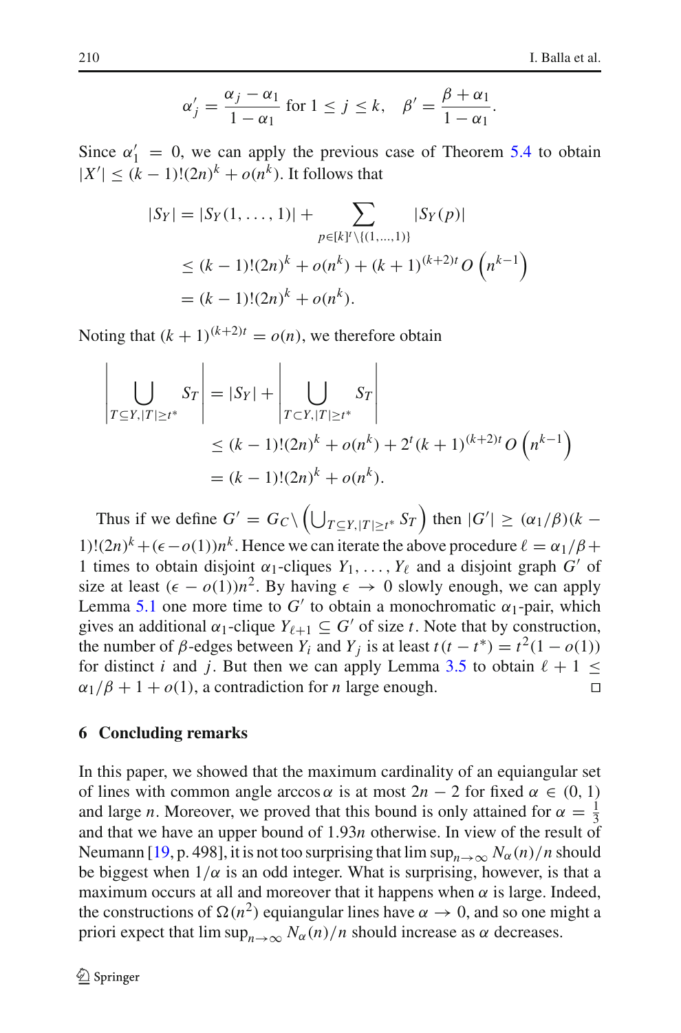$$\alpha'_j = \frac{\alpha_j - \alpha_1}{1 - \alpha_1} \text{ for } 1 \leq j \leq k, \quad \beta' = \frac{\beta + \alpha_1}{1 - \alpha_1}.$$

Since $\alpha'_1 = 0$, we can apply the previous case of Theorem 5.4 to obtain $|X'| \leq (k-1)!(2n)^k + o(n^k)$. It follows that

$$\begin{aligned}
|S_Y| &= |S_Y(1, \ldots, 1)| + \sum_{p \in [k]^t \setminus \{(1,\ldots,1)\}} |S_Y(p)| \\
&\leq (k-1)!(2n)^k + o(n^k) + (k+1)^{(k+2)t} O\left(n^{k-1}\right) \\
&= (k-1)!(2n)^k + o(n^k).
\end{aligned}$$

Noting that $(k+1)^{(k+2)t} = o(n)$, we therefore obtain

$$\begin{aligned}
\left| \bigcup_{T \subseteq Y, |T| \geq t^*} S_T \right| &= |S_Y| + \left| \bigcup_{T \subset Y, |T| \geq t^*} S_T \right| \\
&\leq (k-1)!(2n)^k + o(n^k) + 2^t (k+1)^{(k+2)t} O\left(n^{k-1}\right) \\
&= (k-1)!(2n)^k + o(n^k).
\end{aligned}$$

Thus if we define $G' = G_C \setminus \left( \bigcup_{T \subseteq Y, |T| \geq t^*} S_T \right)$ then $|G'| \geq (\alpha_1/\beta)(k-1)!(2n)^k + (\epsilon - o(1))n^k$. Hence we can iterate the above procedure $\ell = \alpha_1/\beta + 1$ times to obtain disjoint $\alpha_1$-cliques $Y_1, \ldots, Y_\ell$ and a disjoint graph $G'$ of size at least $(\epsilon - o(1))n^2$. By having $\epsilon \to 0$ slowly enough, we can apply Lemma 5.1 one more time to $G'$ to obtain a monochromatic $\alpha_1$-pair, which gives an additional $\alpha_1$-clique $Y_{\ell+1} \subseteq G'$ of size $t$. Note that by construction, the number of $\beta$-edges between $Y_i$ and $Y_j$ is at least $t(t - t^*) = t^2(1 - o(1))$ for distinct $i$ and $j$. But then we can apply Lemma 3.5 to obtain $\ell + 1 \leq \alpha_1/\beta + 1 + o(1)$, a contradiction for $n$ large enough. □

## 6 Concluding remarks

In this paper, we showed that the maximum cardinality of an equiangular set of lines with common angle $\arccos \alpha$ is at most $2n - 2$ for fixed $\alpha \in (0, 1)$ and large $n$. Moreover, we proved that this bound is only attained for $\alpha = \frac{1}{3}$ and that we have an upper bound of $1.93n$ otherwise. In view of the result of Neumann [19, p. 498], it is not too surprising that $\limsup_{n\to\infty} N_\alpha(n)/n$ should be biggest when $1/\alpha$ is an odd integer. What is surprising, however, is that a maximum occurs at all and moreover that it happens when $\alpha$ is large. Indeed, the constructions of $\Omega(n^2)$ equiangular lines have $\alpha \to 0$, and so one might a priori expect that $\limsup_{n\to\infty} N_\alpha(n)/n$ should increase as $\alpha$ decreases.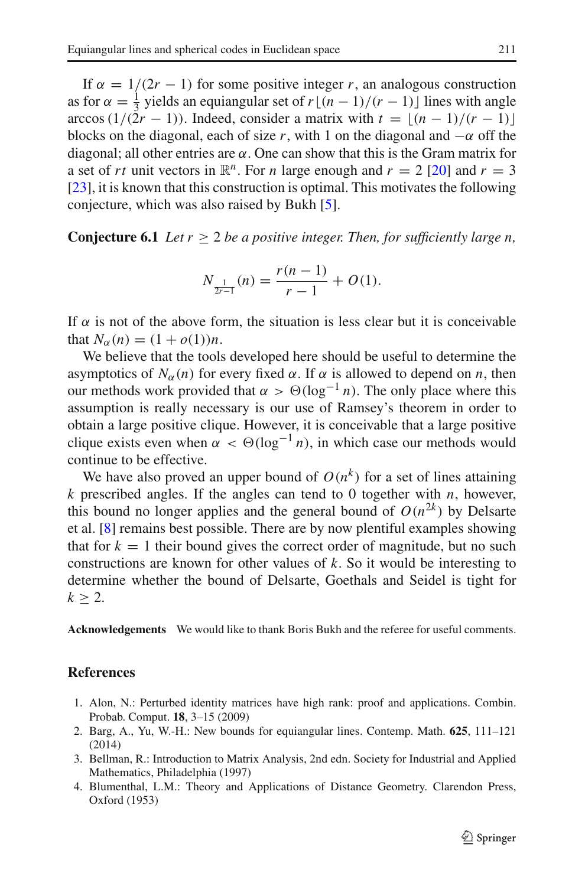If $\alpha = 1/(2r-1)$ for some positive integer $r$, an analogous construction as for $\alpha = \frac{1}{3}$ yields an equiangular set of $r\lfloor(n-1)/(r-1)\rfloor$ lines with angle $\arccos(1/(2r-1))$. Indeed, consider a matrix with $t = \lfloor(n-1)/(r-1)\rfloor$ blocks on the diagonal, each of size $r$, with 1 on the diagonal and $-\alpha$ off the diagonal; all other entries are $\alpha$. One can show that this is the Gram matrix for a set of $rt$ unit vectors in $\mathbb{R}^n$. For $n$ large enough and $r = 2$ [20] and $r = 3$ [23], it is known that this construction is optimal. This motivates the following conjecture, which was also raised by Bukh [5].

**Conjecture 6.1** *Let $r \geq 2$ be a positive integer. Then, for sufficiently large $n$,*

$$N_{\frac{1}{2r-1}}(n) = \frac{r(n-1)}{r-1} + O(1).$$

If $\alpha$ is not of the above form, the situation is less clear but it is conceivable that $N_\alpha(n) = (1+o(1))n$.

We believe that the tools developed here should be useful to determine the asymptotics of $N_\alpha(n)$ for every fixed $\alpha$. If $\alpha$ is allowed to depend on $n$, then our methods work provided that $\alpha > \Theta(\log^{-1} n)$. The only place where this assumption is really necessary is our use of Ramsey's theorem in order to obtain a large positive clique. However, it is conceivable that a large positive clique exists even when $\alpha < \Theta(\log^{-1} n)$, in which case our methods would continue to be effective.

We have also proved an upper bound of $O(n^k)$ for a set of lines attaining $k$ prescribed angles. If the angles can tend to 0 together with $n$, however, this bound no longer applies and the general bound of $O(n^{2k})$ by Delsarte et al. [8] remains best possible. There are by now plentiful examples showing that for $k = 1$ their bound gives the correct order of magnitude, but no such constructions are known for other values of $k$. So it would be interesting to determine whether the bound of Delsarte, Goethals and Seidel is tight for $k \geq 2$.

**Acknowledgements** We would like to thank Boris Bukh and the referee for useful comments.

## References

1. Alon, N.: Perturbed identity matrices have high rank: proof and applications. Combin. Probab. Comput. **18**, 3–15 (2009)
2. Barg, A., Yu, W.-H.: New bounds for equiangular lines. Contemp. Math. **625**, 111–121 (2014)
3. Bellman, R.: Introduction to Matrix Analysis, 2nd edn. Society for Industrial and Applied Mathematics, Philadelphia (1997)
4. Blumenthal, L.M.: Theory and Applications of Distance Geometry. Clarendon Press, Oxford (1953)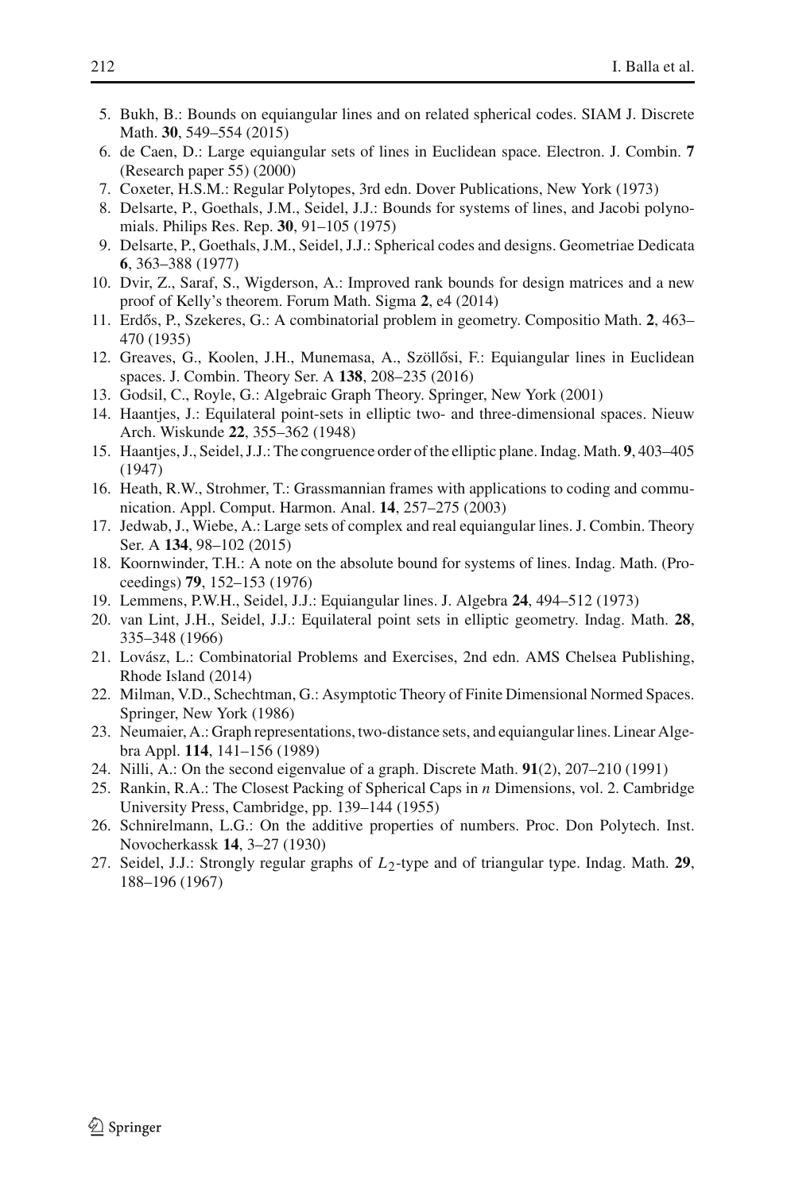5. Bukh, B.: Bounds on equiangular lines and on related spherical codes. SIAM J. Discrete Math. **30**, 549–554 (2015)
6. de Caen, D.: Large equiangular sets of lines in Euclidean space. Electron. J. Combin. **7** (Research paper 55) (2000)
7. Coxeter, H.S.M.: Regular Polytopes, 3rd edn. Dover Publications, New York (1973)
8. Delsarte, P., Goethals, J.M., Seidel, J.J.: Bounds for systems of lines, and Jacobi polynomials. Philips Res. Rep. **30**, 91–105 (1975)
9. Delsarte, P., Goethals, J.M., Seidel, J.J.: Spherical codes and designs. Geometriae Dedicata **6**, 363–388 (1977)
10. Dvir, Z., Saraf, S., Wigderson, A.: Improved rank bounds for design matrices and a new proof of Kelly's theorem. Forum Math. Sigma **2**, e4 (2014)
11. Erdős, P., Szekeres, G.: A combinatorial problem in geometry. Compositio Math. **2**, 463–470 (1935)
12. Greaves, G., Koolen, J.H., Munemasa, A., Szöllősi, F.: Equiangular lines in Euclidean spaces. J. Combin. Theory Ser. A **138**, 208–235 (2016)
13. Godsil, C., Royle, G.: Algebraic Graph Theory. Springer, New York (2001)
14. Haantjes, J.: Equilateral point-sets in elliptic two- and three-dimensional spaces. Nieuw Arch. Wiskunde **22**, 355–362 (1948)
15. Haantjes, J., Seidel, J.J.: The congruence order of the elliptic plane. Indag. Math. **9**, 403–405 (1947)
16. Heath, R.W., Strohmer, T.: Grassmannian frames with applications to coding and communication. Appl. Comput. Harmon. Anal. **14**, 257–275 (2003)
17. Jedwab, J., Wiebe, A.: Large sets of complex and real equiangular lines. J. Combin. Theory Ser. A **134**, 98–102 (2015)
18. Koornwinder, T.H.: A note on the absolute bound for systems of lines. Indag. Math. (Proceedings) **79**, 152–153 (1976)
19. Lemmens, P.W.H., Seidel, J.J.: Equiangular lines. J. Algebra **24**, 494–512 (1973)
20. van Lint, J.H., Seidel, J.J.: Equilateral point sets in elliptic geometry. Indag. Math. **28**, 335–348 (1966)
21. Lovász, L.: Combinatorial Problems and Exercises, 2nd edn. AMS Chelsea Publishing, Rhode Island (2014)
22. Milman, V.D., Schechtman, G.: Asymptotic Theory of Finite Dimensional Normed Spaces. Springer, New York (1986)
23. Neumaier, A.: Graph representations, two-distance sets, and equiangular lines. Linear Algebra Appl. **114**, 141–156 (1989)
24. Nilli, A.: On the second eigenvalue of a graph. Discrete Math. **91**(2), 207–210 (1991)
25. Rankin, R.A.: The Closest Packing of Spherical Caps in *n* Dimensions, vol. 2. Cambridge University Press, Cambridge, pp. 139–144 (1955)
26. Schnirelmann, L.G.: On the additive properties of numbers. Proc. Don Polytech. Inst. Novocherkassk **14**, 3–27 (1930)
27. Seidel, J.J.: Strongly regular graphs of $L_2$-type and of triangular type. Indag. Math. **29**, 188–196 (1967)